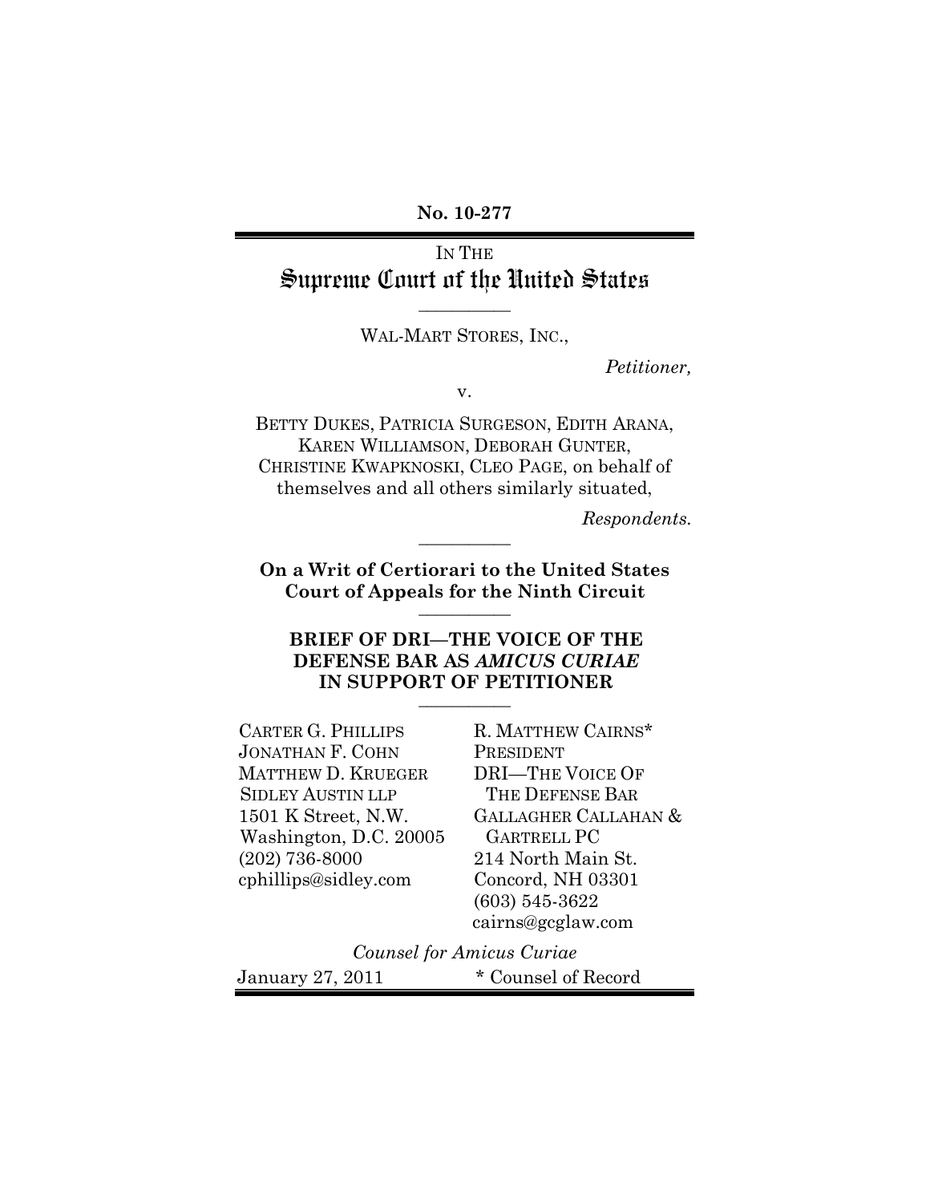**No. 10-277**

IN THE

# Supreme Court of the United States

---

WAL-MART STORES, INC.,

*Petitioner,*

v.

BETTY DUKES, PATRICIA SURGESON, EDITH ARANA, KAREN WILLIAMSON, DEBORAH GUNTER, CHRISTINE KWAPKNOSKI, CLEO PAGE, on behalf of themselves and all others similarly situated,

*Respondents.*

---

**On a Writ of Certiorari to the United States Court of Appeals for the Ninth Circuit**

---

**BRIEF OF DRI—THE VOICE OF THE DEFENSE BAR AS *AMICUS CURIAE* IN SUPPORT OF PETITIONER**

---

CARTER G. PHILLIPS
JONATHAN F. COHN
MATTHEW D. KRUEGER
SIDLEY AUSTIN LLP
1501 K Street, N.W.
Washington, D.C. 20005
(202) 736-8000
cphillips@sidley.com

R. MATTHEW CAIRNS*
PRESIDENT
DRI—THE VOICE OF THE DEFENSE BAR
GALLAGHER CALLAHAN & GARTRELL PC
214 North Main St.
Concord, NH 03301
(603) 545-3622
cairns@gcglaw.com

*Counsel for Amicus Curiae*

January 27, 2011

* Counsel of Record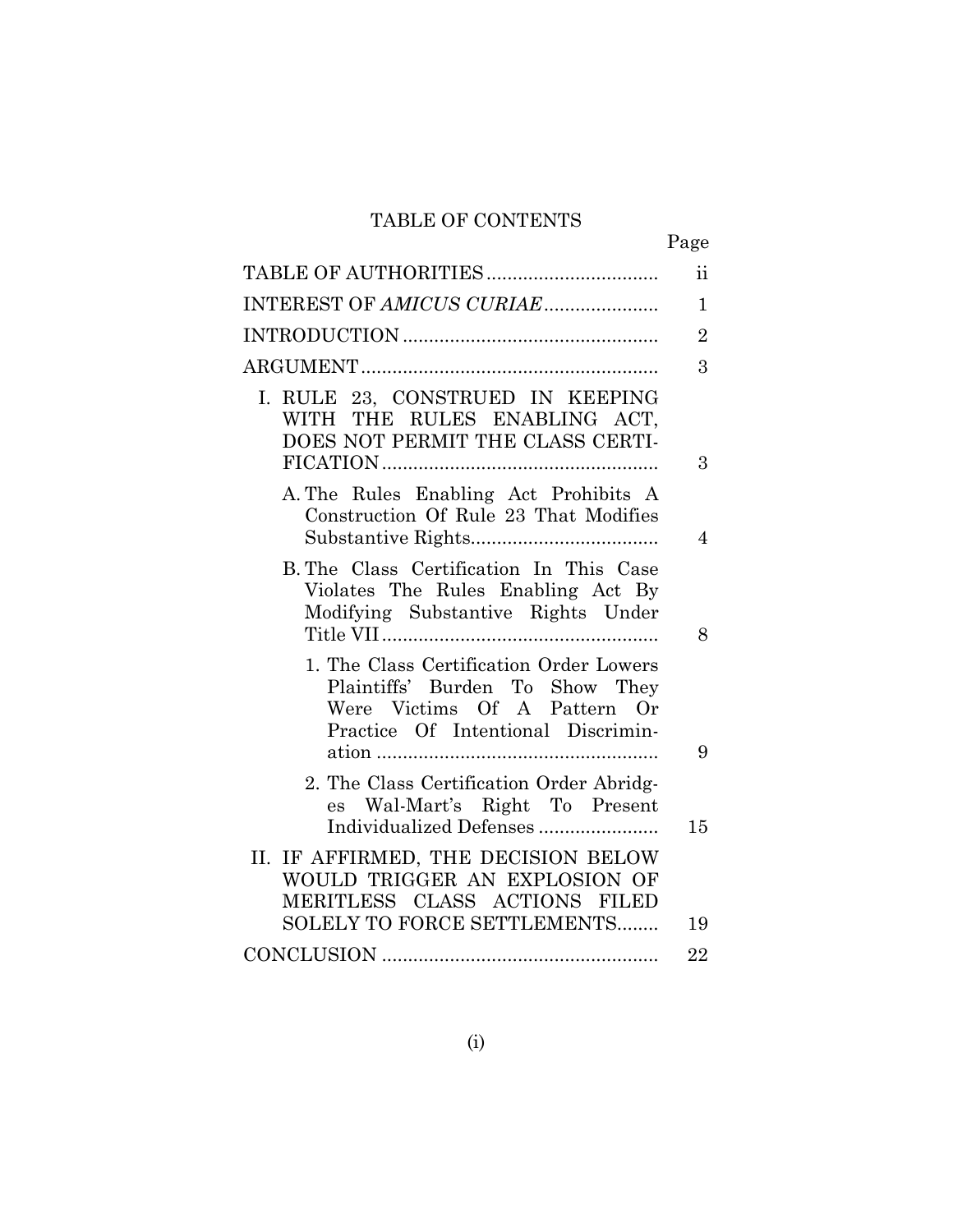# TABLE OF CONTENTS

| | Page |
|---|---|
| TABLE OF AUTHORITIES | ii |
| INTEREST OF *AMICUS CURIAE* | 1 |
| INTRODUCTION | 2 |
| ARGUMENT | 3 |
| I. RULE 23, CONSTRUED IN KEEPING WITH THE RULES ENABLING ACT, DOES NOT PERMIT THE CLASS CERTIFICATION | 3 |
| A. The Rules Enabling Act Prohibits A Construction Of Rule 23 That Modifies Substantive Rights | 4 |
| B. The Class Certification In This Case Violates The Rules Enabling Act By Modifying Substantive Rights Under Title VII | 8 |
| 1. The Class Certification Order Lowers Plaintiffs' Burden To Show They Were Victims Of A Pattern Or Practice Of Intentional Discrimination | 9 |
| 2. The Class Certification Order Abridges Wal-Mart's Right To Present Individualized Defenses | 15 |
| II. IF AFFIRMED, THE DECISION BELOW WOULD TRIGGER AN EXPLOSION OF MERITLESS CLASS ACTIONS FILED SOLELY TO FORCE SETTLEMENTS | 19 |
| CONCLUSION | 22 |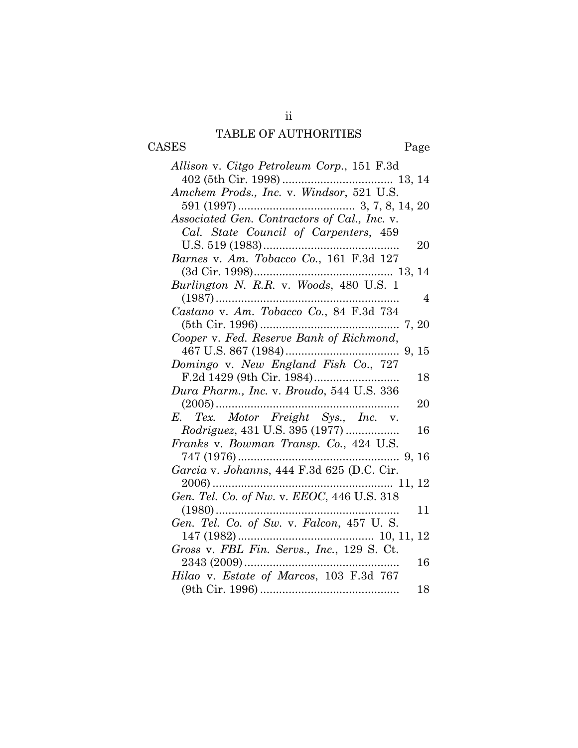# TABLE OF AUTHORITIES

CASES Page

*Allison* v. *Citgo Petroleum Corp.*, 151 F.3d 402 (5th Cir. 1998) .................................. 13, 14

*Amchem Prods., Inc.* v. *Windsor*, 521 U.S. 591 (1997) .................................... 3, 7, 8, 14, 20

*Associated Gen. Contractors of Cal., Inc.* v. *Cal. State Council of Carpenters*, 459 U.S. 519 (1983) .......................................... 20

*Barnes* v. *Am. Tobacco Co.*, 161 F.3d 127 (3d Cir. 1998) ........................................... 13, 14

*Burlington N. R.R.* v. *Woods*, 480 U.S. 1 (1987) .......................................................... 4

*Castano* v. *Am. Tobacco Co.*, 84 F.3d 734 (5th Cir. 1996) ............................................ 7, 20

*Cooper* v. *Fed. Reserve Bank of Richmond*, 467 U.S. 867 (1984) ................................... 9, 15

*Domingo* v. *New England Fish Co.*, 727 F.2d 1429 (9th Cir. 1984) .......................... 18

*Dura Pharm., Inc.* v. *Broudo*, 544 U.S. 336 (2005) .......................................................... 20

*E. Tex. Motor Freight Sys., Inc.* v. *Rodriguez*, 431 U.S. 395 (1977) ................ 16

*Franks* v. *Bowman Transp. Co.*, 424 U.S. 747 (1976) .................................................. 9, 16

*Garcia* v. *Johanns*, 444 F.3d 625 (D.C. Cir. 2006) ........................................................ 11, 12

*Gen. Tel. Co. of Nw.* v. *EEOC*, 446 U.S. 318 (1980) .......................................................... 11

*Gen. Tel. Co. of Sw.* v. *Falcon*, 457 U. S. 147 (1982) .......................................... 10, 11, 12

*Gross* v. *FBL Fin. Servs., Inc.*, 129 S. Ct. 2343 (2009) ................................................ 16

*Hilao* v. *Estate of Marcos*, 103 F.3d 767 (9th Cir. 1996) ............................................ 18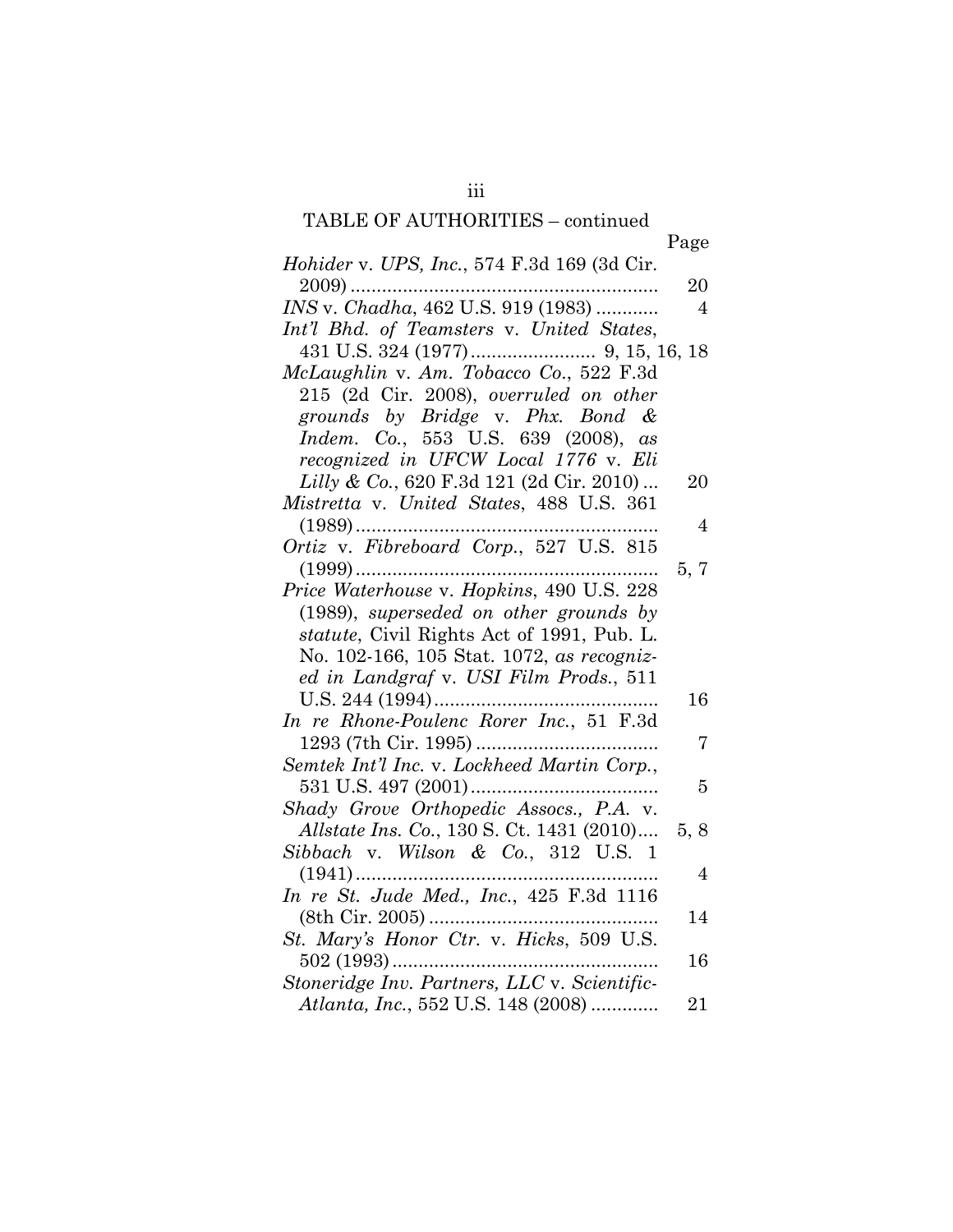TABLE OF AUTHORITIES – continued

| | Page |
|---|---|
| *Hohider* v. *UPS, Inc.*, 574 F.3d 169 (3d Cir. 2009) | 20 |
| *INS* v. *Chadha*, 462 U.S. 919 (1983) | 4 |
| *Int'l Bhd. of Teamsters* v. *United States*, 431 U.S. 324 (1977) | 9, 15, 16, 18 |
| *McLaughlin* v. *Am. Tobacco Co.*, 522 F.3d 215 (2d Cir. 2008), *overruled on other grounds by Bridge* v. *Phx. Bond & Indem. Co.*, 553 U.S. 639 (2008), *as recognized in UFCW Local 1776* v. *Eli Lilly & Co.*, 620 F.3d 121 (2d Cir. 2010) | 20 |
| *Mistretta* v. *United States*, 488 U.S. 361 (1989) | 4 |
| *Ortiz* v. *Fibreboard Corp.*, 527 U.S. 815 (1999) | 5, 7 |
| *Price Waterhouse* v. *Hopkins*, 490 U.S. 228 (1989), *superseded on other grounds by statute*, Civil Rights Act of 1991, Pub. L. No. 102-166, 105 Stat. 1072, *as recognized in Landgraf* v. *USI Film Prods.*, 511 U.S. 244 (1994) | 16 |
| *In re Rhone-Poulenc Rorer Inc.*, 51 F.3d 1293 (7th Cir. 1995) | 7 |
| *Semtek Int'l Inc.* v. *Lockheed Martin Corp.*, 531 U.S. 497 (2001) | 5 |
| *Shady Grove Orthopedic Assocs., P.A.* v. *Allstate Ins. Co.*, 130 S. Ct. 1431 (2010) | 5, 8 |
| *Sibbach* v. *Wilson & Co.*, 312 U.S. 1 (1941) | 4 |
| *In re St. Jude Med., Inc.*, 425 F.3d 1116 (8th Cir. 2005) | 14 |
| *St. Mary's Honor Ctr.* v. *Hicks*, 509 U.S. 502 (1993) | 16 |
| *Stoneridge Inv. Partners, LLC* v. *Scientific-Atlanta, Inc.*, 552 U.S. 148 (2008) | 21 |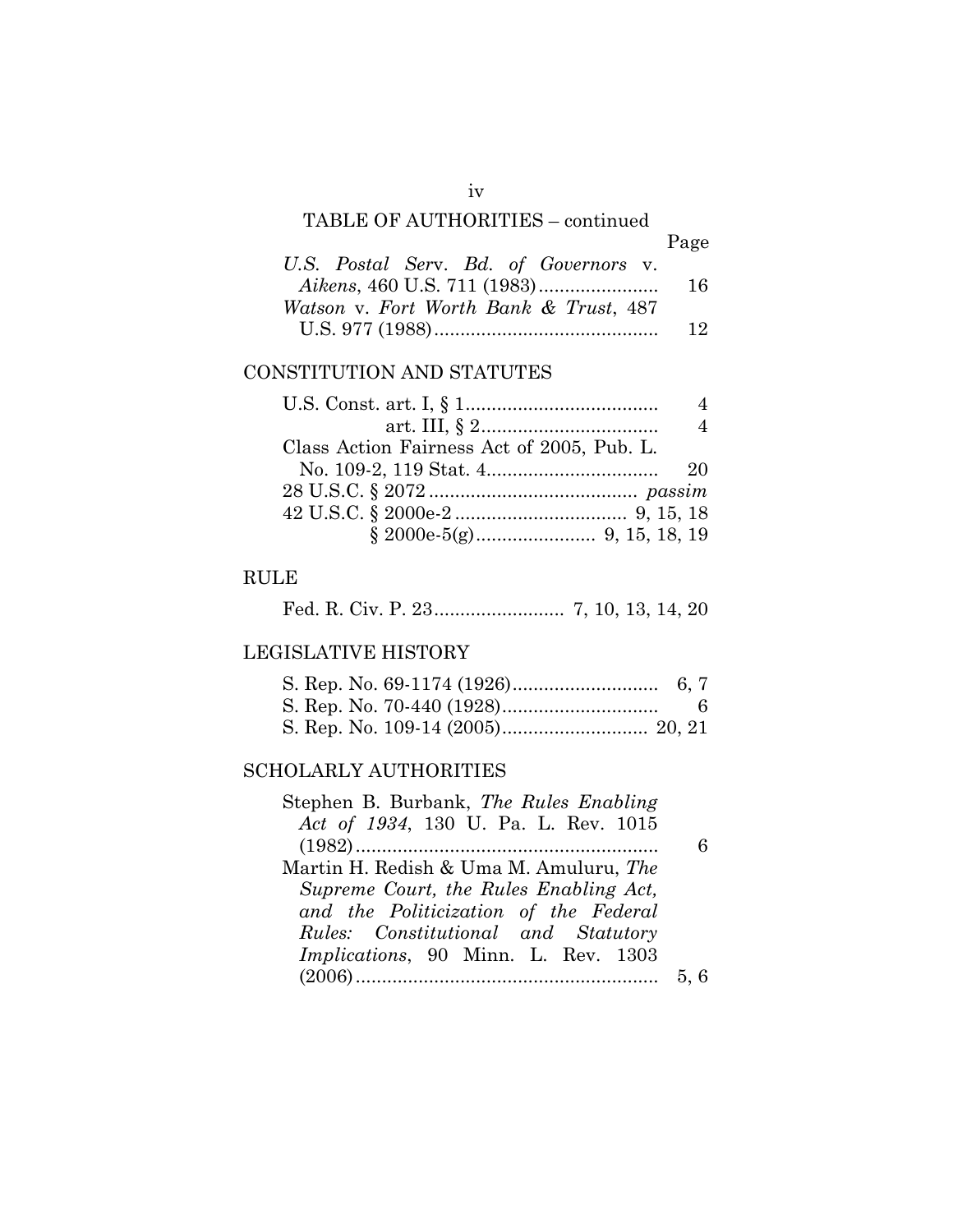TABLE OF AUTHORITIES – continued

| | Page |
|---|---|
| *U.S. Postal Serv. Bd. of Governors* v. *Aikens*, 460 U.S. 711 (1983) | 16 |
| *Watson* v. *Fort Worth Bank & Trust*, 487 U.S. 977 (1988) | 12 |

## CONSTITUTION AND STATUTES

| | |
|---|---|
| U.S. Const. art. I, § 1 | 4 |
| art. III, § 2 | 4 |
| Class Action Fairness Act of 2005, Pub. L. No. 109-2, 119 Stat. 4 | 20 |
| 28 U.S.C. § 2072 | *passim* |
| 42 U.S.C. § 2000e-2 | 9, 15, 18 |
| § 2000e-5(g) | 9, 15, 18, 19 |

## RULE

| | |
|---|---|
| Fed. R. Civ. P. 23 | 7, 10, 13, 14, 20 |

## LEGISLATIVE HISTORY

| | |
|---|---|
| S. Rep. No. 69-1174 (1926) | 6, 7 |
| S. Rep. No. 70-440 (1928) | 6 |
| S. Rep. No. 109-14 (2005) | 20, 21 |

## SCHOLARLY AUTHORITIES

| | |
|---|---|
| Stephen B. Burbank, *The Rules Enabling Act of 1934*, 130 U. Pa. L. Rev. 1015 (1982) | 6 |
| Martin H. Redish & Uma M. Amuluru, *The Supreme Court, the Rules Enabling Act, and the Politicization of the Federal Rules: Constitutional and Statutory Implications*, 90 Minn. L. Rev. 1303 (2006) | 5, 6 |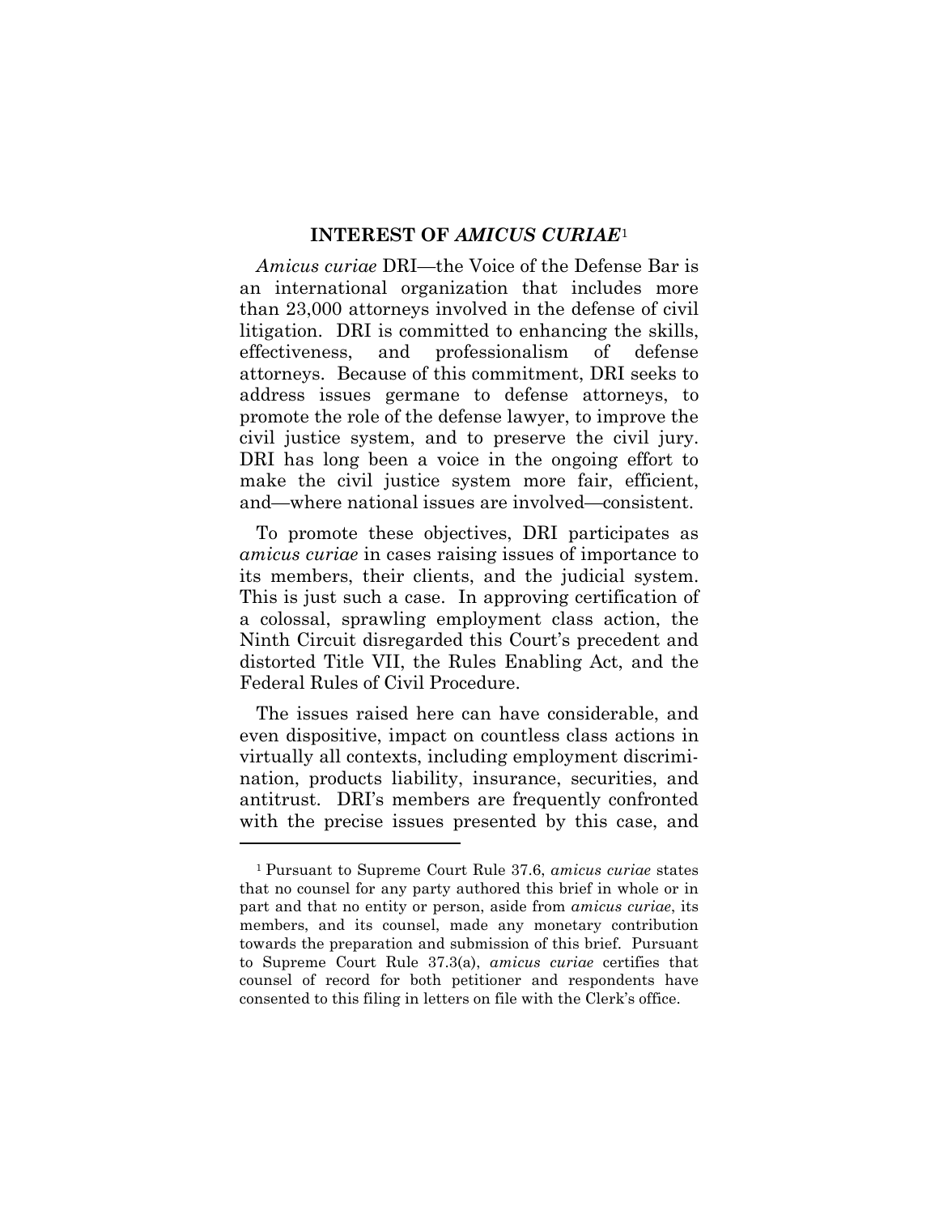## INTEREST OF *AMICUS CURIAE*[1]

*Amicus curiae* DRI—the Voice of the Defense Bar is an international organization that includes more than 23,000 attorneys involved in the defense of civil litigation. DRI is committed to enhancing the skills, effectiveness, and professionalism of defense attorneys. Because of this commitment, DRI seeks to address issues germane to defense attorneys, to promote the role of the defense lawyer, to improve the civil justice system, and to preserve the civil jury. DRI has long been a voice in the ongoing effort to make the civil justice system more fair, efficient, and—where national issues are involved—consistent.

To promote these objectives, DRI participates as *amicus curiae* in cases raising issues of importance to its members, their clients, and the judicial system. This is just such a case. In approving certification of a colossal, sprawling employment class action, the Ninth Circuit disregarded this Court's precedent and distorted Title VII, the Rules Enabling Act, and the Federal Rules of Civil Procedure.

The issues raised here can have considerable, and even dispositive, impact on countless class actions in virtually all contexts, including employment discrimination, products liability, insurance, securities, and antitrust. DRI's members are frequently confronted with the precise issues presented by this case, and

---

[1] Pursuant to Supreme Court Rule 37.6, *amicus curiae* states that no counsel for any party authored this brief in whole or in part and that no entity or person, aside from *amicus curiae*, its members, and its counsel, made any monetary contribution towards the preparation and submission of this brief. Pursuant to Supreme Court Rule 37.3(a), *amicus curiae* certifies that counsel of record for both petitioner and respondents have consented to this filing in letters on file with the Clerk's office.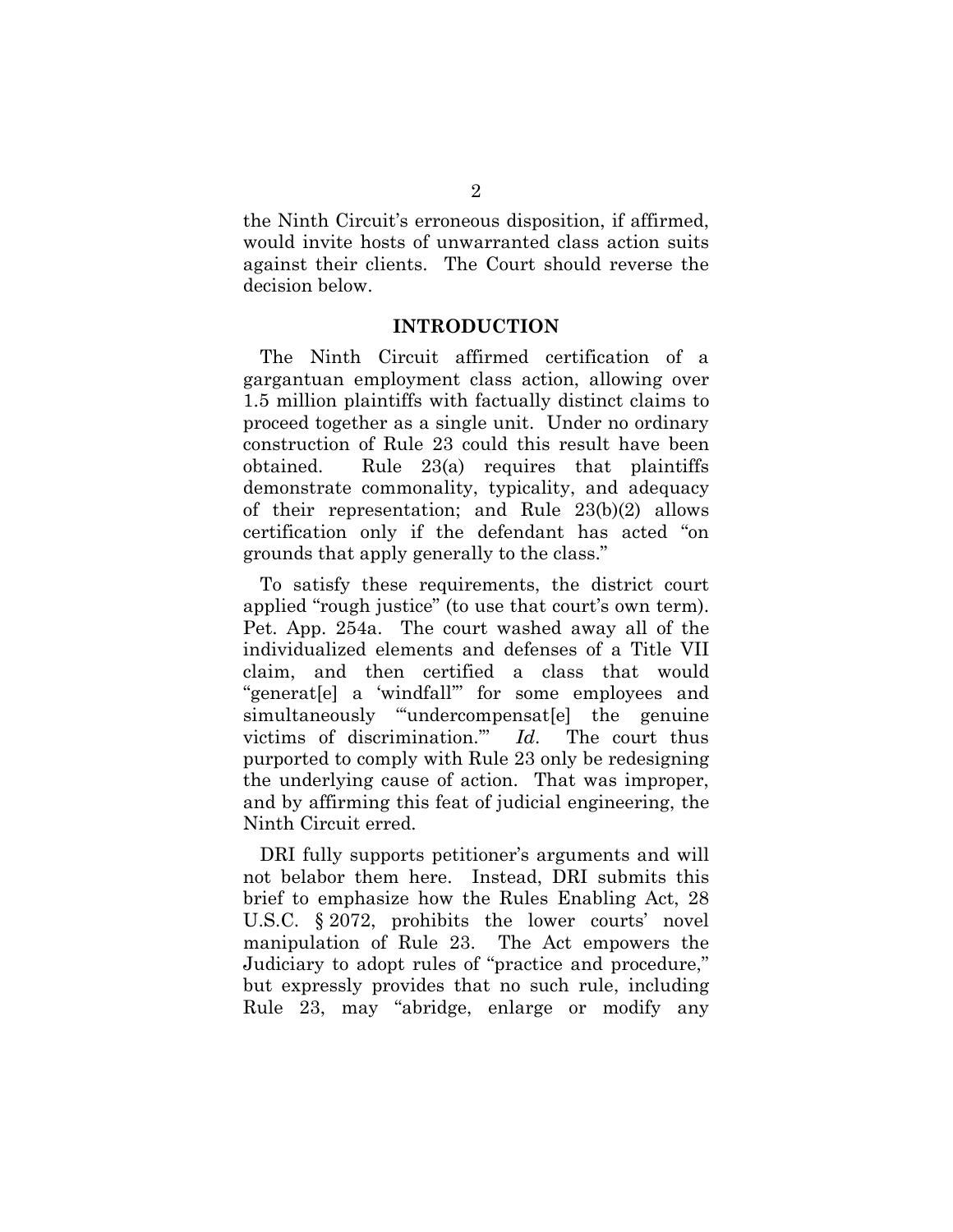the Ninth Circuit's erroneous disposition, if affirmed, would invite hosts of unwarranted class action suits against their clients. The Court should reverse the decision below.

## INTRODUCTION

The Ninth Circuit affirmed certification of a gargantuan employment class action, allowing over 1.5 million plaintiffs with factually distinct claims to proceed together as a single unit. Under no ordinary construction of Rule 23 could this result have been obtained. Rule 23(a) requires that plaintiffs demonstrate commonality, typicality, and adequacy of their representation; and Rule 23(b)(2) allows certification only if the defendant has acted "on grounds that apply generally to the class."

To satisfy these requirements, the district court applied "rough justice" (to use that court's own term). Pet. App. 254a. The court washed away all of the individualized elements and defenses of a Title VII claim, and then certified a class that would "generat[e] a 'windfall'" for some employees and simultaneously "'undercompensat[e] the genuine victims of discrimination.'" *Id.* The court thus purported to comply with Rule 23 only be redesigning the underlying cause of action. That was improper, and by affirming this feat of judicial engineering, the Ninth Circuit erred.

DRI fully supports petitioner's arguments and will not belabor them here. Instead, DRI submits this brief to emphasize how the Rules Enabling Act, 28 U.S.C. § 2072, prohibits the lower courts' novel manipulation of Rule 23. The Act empowers the Judiciary to adopt rules of "practice and procedure," but expressly provides that no such rule, including Rule 23, may "abridge, enlarge or modify any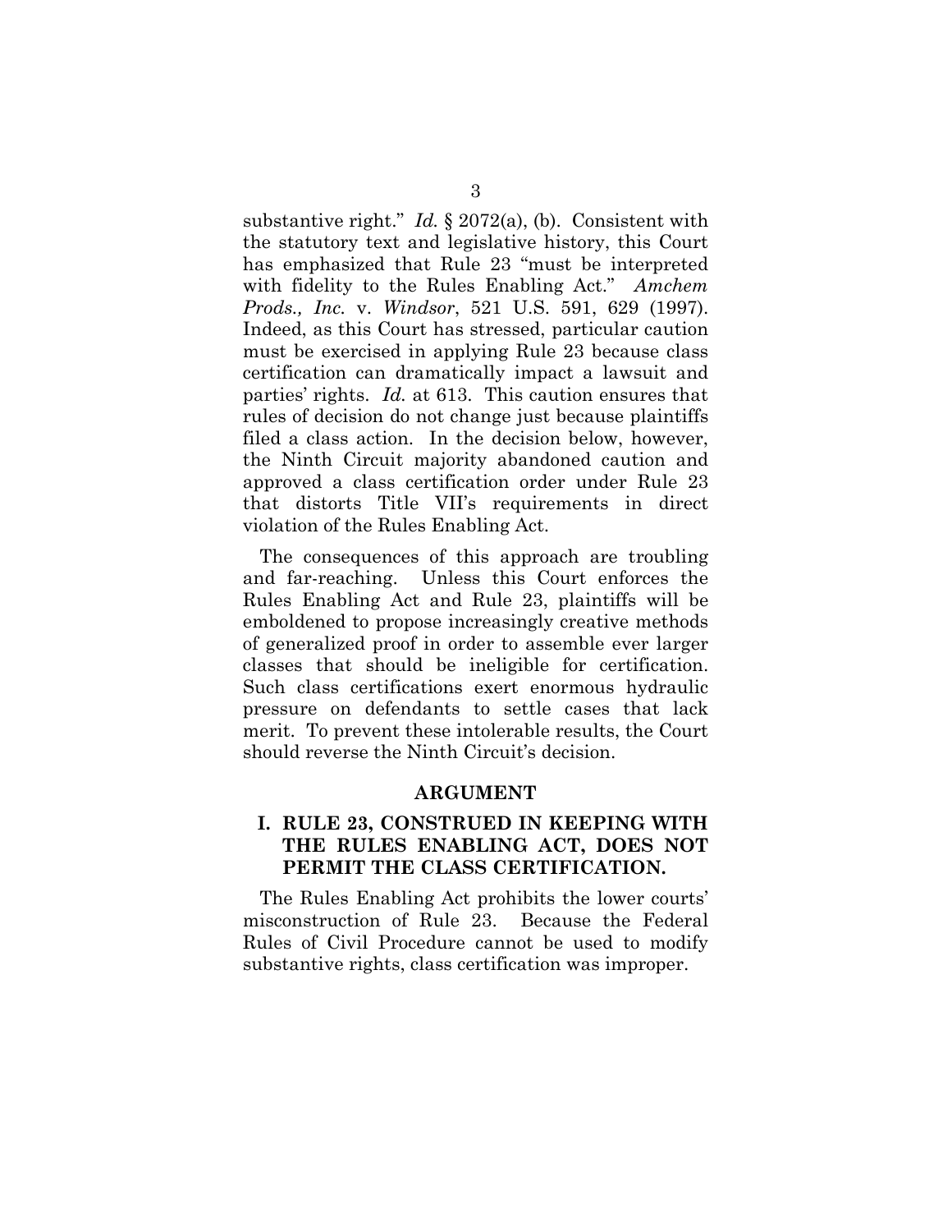substantive right." *Id.* § 2072(a), (b). Consistent with the statutory text and legislative history, this Court has emphasized that Rule 23 "must be interpreted with fidelity to the Rules Enabling Act." *Amchem Prods., Inc.* v. *Windsor*, 521 U.S. 591, 629 (1997). Indeed, as this Court has stressed, particular caution must be exercised in applying Rule 23 because class certification can dramatically impact a lawsuit and parties' rights. *Id.* at 613. This caution ensures that rules of decision do not change just because plaintiffs filed a class action. In the decision below, however, the Ninth Circuit majority abandoned caution and approved a class certification order under Rule 23 that distorts Title VII's requirements in direct violation of the Rules Enabling Act.

The consequences of this approach are troubling and far-reaching. Unless this Court enforces the Rules Enabling Act and Rule 23, plaintiffs will be emboldened to propose increasingly creative methods of generalized proof in order to assemble ever larger classes that should be ineligible for certification. Such class certifications exert enormous hydraulic pressure on defendants to settle cases that lack merit. To prevent these intolerable results, the Court should reverse the Ninth Circuit's decision.

## ARGUMENT

### I. RULE 23, CONSTRUED IN KEEPING WITH THE RULES ENABLING ACT, DOES NOT PERMIT THE CLASS CERTIFICATION.

The Rules Enabling Act prohibits the lower courts' misconstruction of Rule 23. Because the Federal Rules of Civil Procedure cannot be used to modify substantive rights, class certification was improper.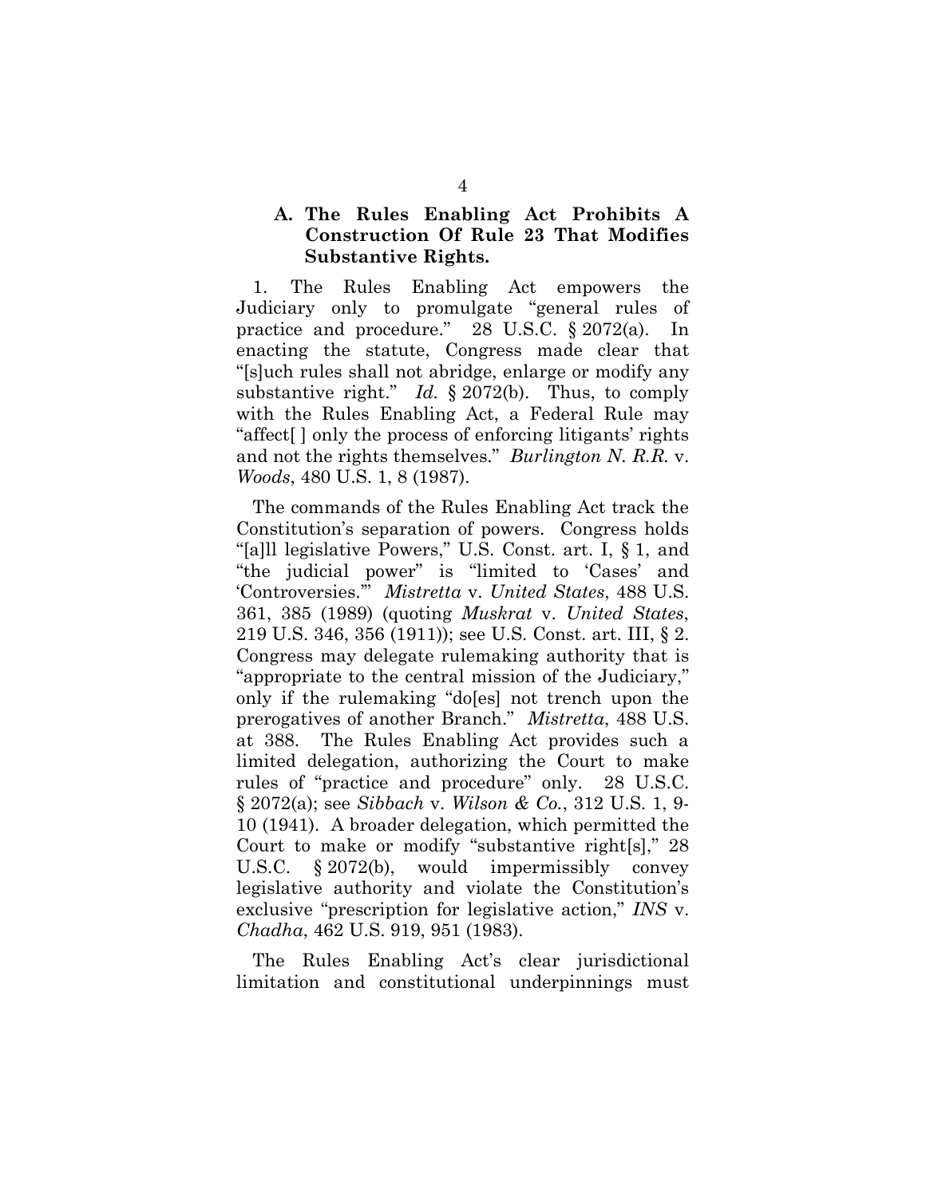### A. The Rules Enabling Act Prohibits A Construction Of Rule 23 That Modifies Substantive Rights.

1. The Rules Enabling Act empowers the Judiciary only to promulgate "general rules of practice and procedure." 28 U.S.C. § 2072(a). In enacting the statute, Congress made clear that "[s]uch rules shall not abridge, enlarge or modify any substantive right." *Id.* § 2072(b). Thus, to comply with the Rules Enabling Act, a Federal Rule may "affect[ ] only the process of enforcing litigants' rights and not the rights themselves." *Burlington N. R.R.* v. *Woods*, 480 U.S. 1, 8 (1987).

The commands of the Rules Enabling Act track the Constitution's separation of powers. Congress holds "[a]ll legislative Powers," U.S. Const. art. I, § 1, and "the judicial power" is "limited to 'Cases' and 'Controversies.'" *Mistretta* v. *United States*, 488 U.S. 361, 385 (1989) (quoting *Muskrat* v. *United States*, 219 U.S. 346, 356 (1911)); see U.S. Const. art. III, § 2. Congress may delegate rulemaking authority that is "appropriate to the central mission of the Judiciary," only if the rulemaking "do[es] not trench upon the prerogatives of another Branch." *Mistretta*, 488 U.S. at 388. The Rules Enabling Act provides such a limited delegation, authorizing the Court to make rules of "practice and procedure" only. 28 U.S.C. § 2072(a); see *Sibbach* v. *Wilson & Co.*, 312 U.S. 1, 9-10 (1941). A broader delegation, which permitted the Court to make or modify "substantive right[s]," 28 U.S.C. § 2072(b), would impermissibly convey legislative authority and violate the Constitution's exclusive "prescription for legislative action," *INS* v. *Chadha*, 462 U.S. 919, 951 (1983).

The Rules Enabling Act's clear jurisdictional limitation and constitutional underpinnings must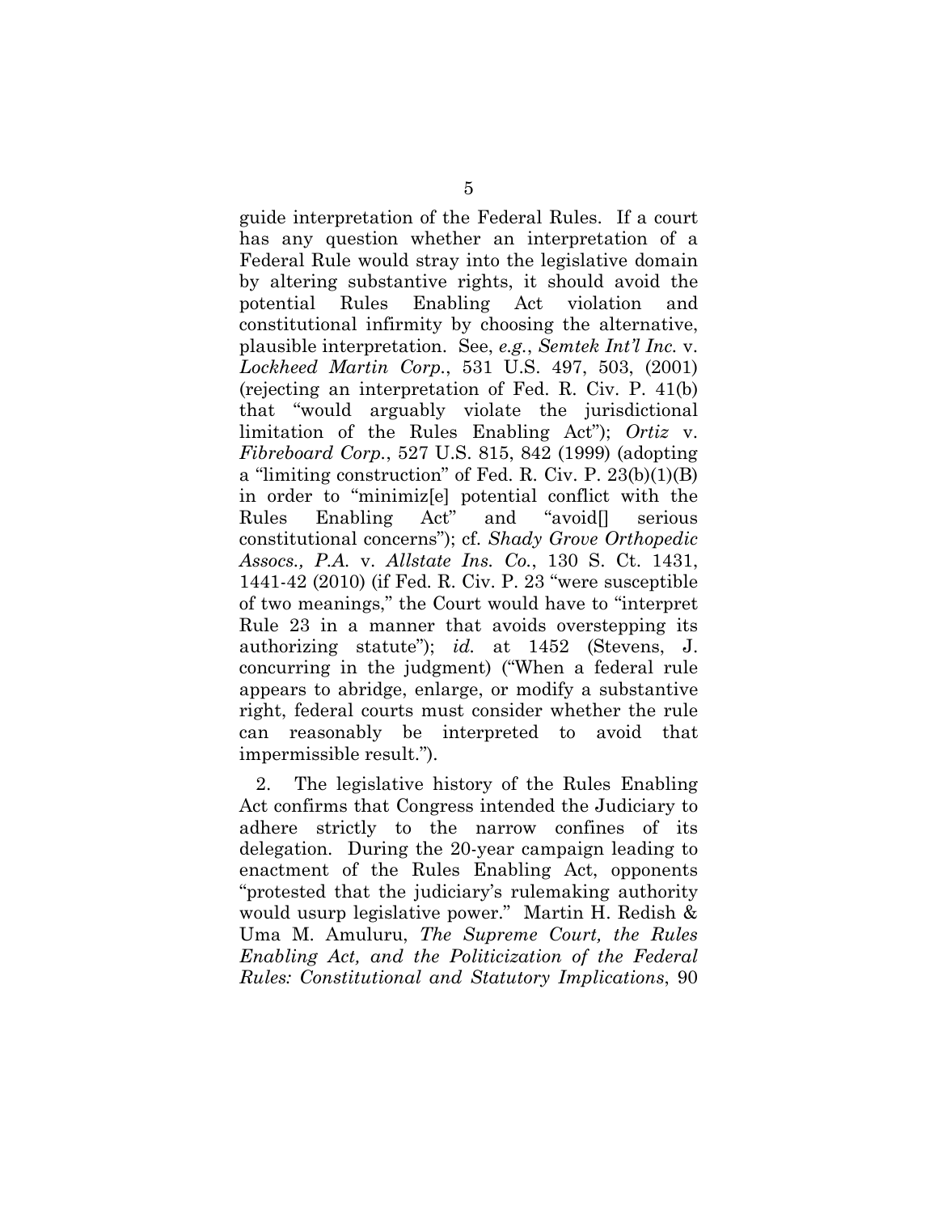guide interpretation of the Federal Rules. If a court has any question whether an interpretation of a Federal Rule would stray into the legislative domain by altering substantive rights, it should avoid the potential Rules Enabling Act violation and constitutional infirmity by choosing the alternative, plausible interpretation. See, *e.g.*, *Semtek Int'l Inc.* v. *Lockheed Martin Corp.*, 531 U.S. 497, 503, (2001) (rejecting an interpretation of Fed. R. Civ. P. 41(b) that "would arguably violate the jurisdictional limitation of the Rules Enabling Act"); *Ortiz* v. *Fibreboard Corp.*, 527 U.S. 815, 842 (1999) (adopting a "limiting construction" of Fed. R. Civ. P. 23(b)(1)(B) in order to "minimiz[e] potential conflict with the Rules Enabling Act" and "avoid[] serious constitutional concerns"); cf. *Shady Grove Orthopedic Assocs., P.A.* v. *Allstate Ins. Co.*, 130 S. Ct. 1431, 1441-42 (2010) (if Fed. R. Civ. P. 23 "were susceptible of two meanings," the Court would have to "interpret Rule 23 in a manner that avoids overstepping its authorizing statute"); *id.* at 1452 (Stevens, J. concurring in the judgment) ("When a federal rule appears to abridge, enlarge, or modify a substantive right, federal courts must consider whether the rule can reasonably be interpreted to avoid that impermissible result.").

2. The legislative history of the Rules Enabling Act confirms that Congress intended the Judiciary to adhere strictly to the narrow confines of its delegation. During the 20-year campaign leading to enactment of the Rules Enabling Act, opponents "protested that the judiciary's rulemaking authority would usurp legislative power." Martin H. Redish & Uma M. Amuluru, *The Supreme Court, the Rules Enabling Act, and the Politicization of the Federal Rules: Constitutional and Statutory Implications*, 90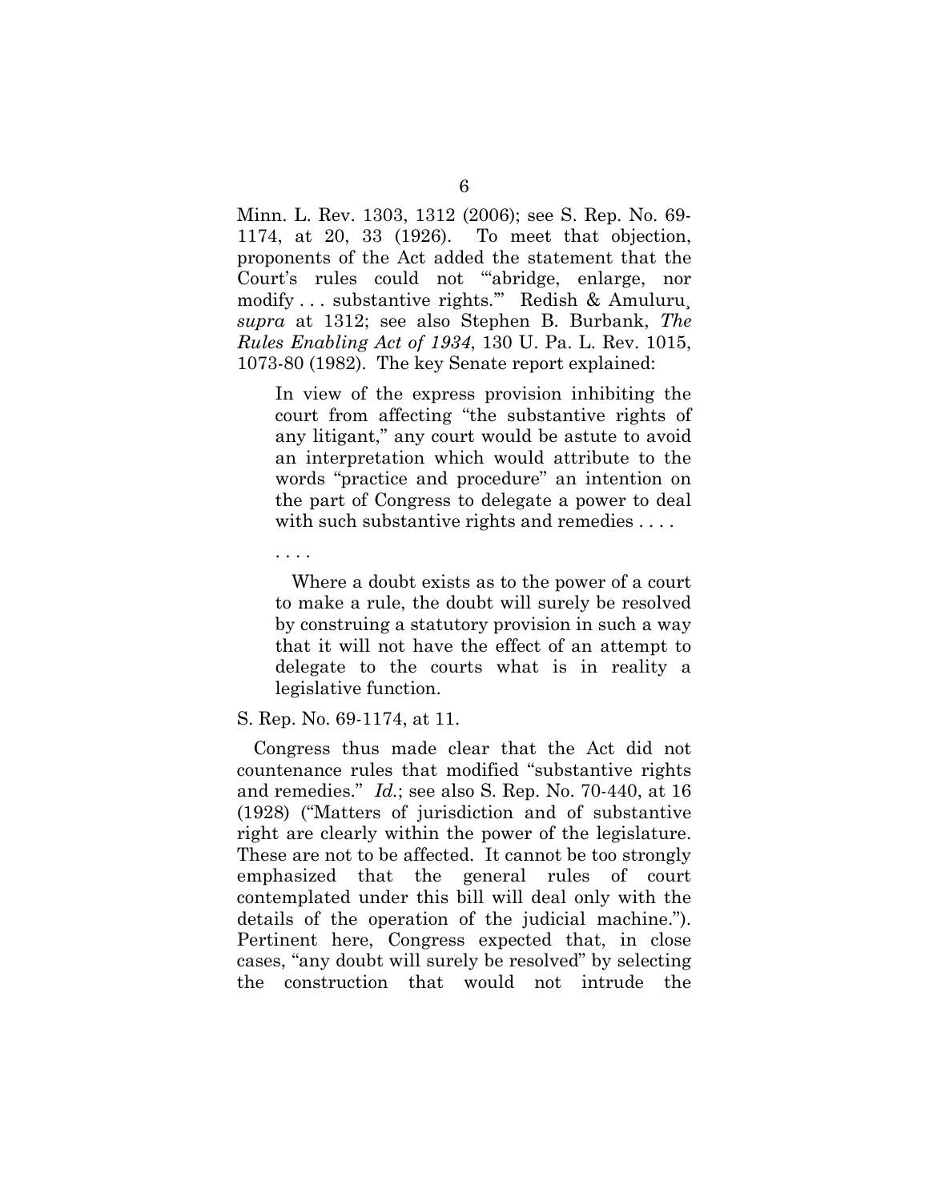Minn. L. Rev. 1303, 1312 (2006); see S. Rep. No. 69-1174, at 20, 33 (1926). To meet that objection, proponents of the Act added the statement that the Court's rules could not "'abridge, enlarge, nor modify . . . substantive rights.'" Redish & Amuluru, *supra* at 1312; see also Stephen B. Burbank, *The Rules Enabling Act of 1934*, 130 U. Pa. L. Rev. 1015, 1073-80 (1982). The key Senate report explained:

> In view of the express provision inhibiting the court from affecting "the substantive rights of any litigant," any court would be astute to avoid an interpretation which would attribute to the words "practice and procedure" an intention on the part of Congress to delegate a power to deal with such substantive rights and remedies . . . .
>
> . . . .
>
> Where a doubt exists as to the power of a court to make a rule, the doubt will surely be resolved by construing a statutory provision in such a way that it will not have the effect of an attempt to delegate to the courts what is in reality a legislative function.

S. Rep. No. 69-1174, at 11.

Congress thus made clear that the Act did not countenance rules that modified "substantive rights and remedies." *Id.*; see also S. Rep. No. 70-440, at 16 (1928) ("Matters of jurisdiction and of substantive right are clearly within the power of the legislature. These are not to be affected. It cannot be too strongly emphasized that the general rules of court contemplated under this bill will deal only with the details of the operation of the judicial machine."). Pertinent here, Congress expected that, in close cases, "any doubt will surely be resolved" by selecting the construction that would not intrude the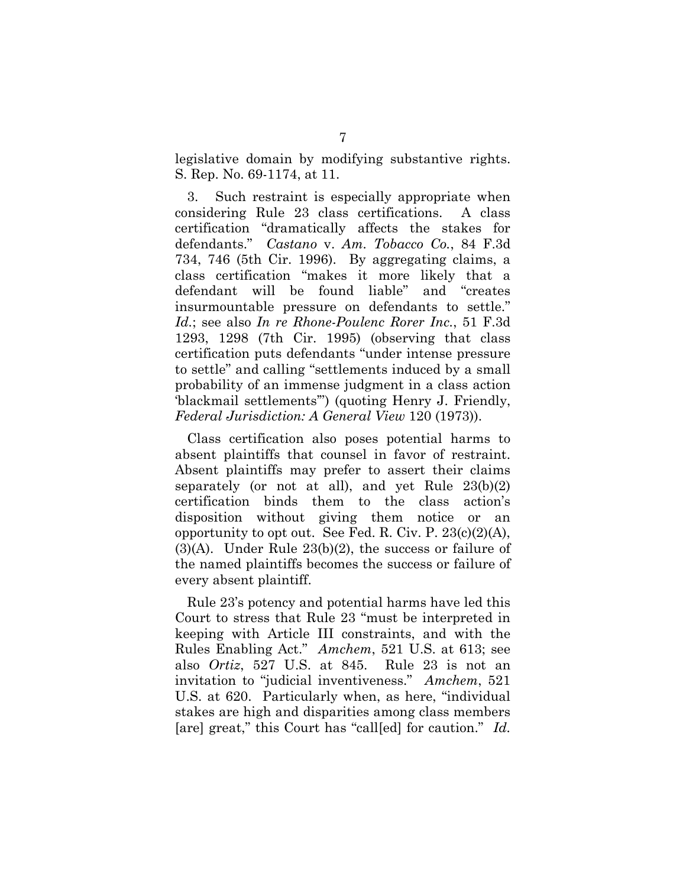legislative domain by modifying substantive rights. S. Rep. No. 69-1174, at 11.

3. Such restraint is especially appropriate when considering Rule 23 class certifications. A class certification "dramatically affects the stakes for defendants." *Castano* v. *Am. Tobacco Co.*, 84 F.3d 734, 746 (5th Cir. 1996). By aggregating claims, a class certification "makes it more likely that a defendant will be found liable" and "creates insurmountable pressure on defendants to settle." *Id.*; see also *In re Rhone-Poulenc Rorer Inc.*, 51 F.3d 1293, 1298 (7th Cir. 1995) (observing that class certification puts defendants "under intense pressure to settle" and calling "settlements induced by a small probability of an immense judgment in a class action 'blackmail settlements'") (quoting Henry J. Friendly, *Federal Jurisdiction: A General View* 120 (1973)).

Class certification also poses potential harms to absent plaintiffs that counsel in favor of restraint. Absent plaintiffs may prefer to assert their claims separately (or not at all), and yet Rule 23(b)(2) certification binds them to the class action's disposition without giving them notice or an opportunity to opt out. See Fed. R. Civ. P. 23(c)(2)(A), (3)(A). Under Rule 23(b)(2), the success or failure of the named plaintiffs becomes the success or failure of every absent plaintiff.

Rule 23's potency and potential harms have led this Court to stress that Rule 23 "must be interpreted in keeping with Article III constraints, and with the Rules Enabling Act." *Amchem*, 521 U.S. at 613; see also *Ortiz*, 527 U.S. at 845. Rule 23 is not an invitation to "judicial inventiveness." *Amchem*, 521 U.S. at 620. Particularly when, as here, "individual stakes are high and disparities among class members [are] great," this Court has "call[ed] for caution." *Id.*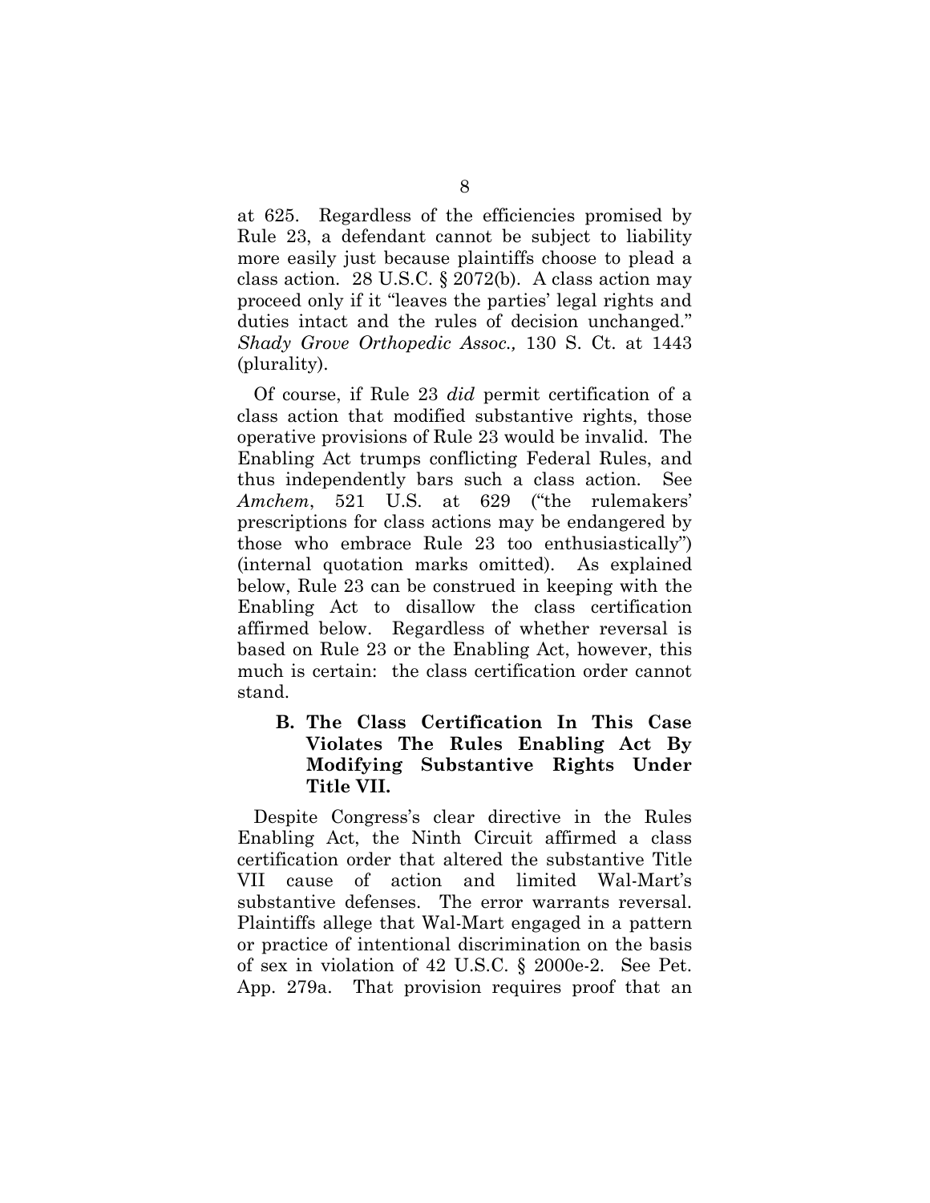at 625. Regardless of the efficiencies promised by Rule 23, a defendant cannot be subject to liability more easily just because plaintiffs choose to plead a class action. 28 U.S.C. § 2072(b). A class action may proceed only if it "leaves the parties' legal rights and duties intact and the rules of decision unchanged." *Shady Grove Orthopedic Assoc.,* 130 S. Ct. at 1443 (plurality).

Of course, if Rule 23 *did* permit certification of a class action that modified substantive rights, those operative provisions of Rule 23 would be invalid. The Enabling Act trumps conflicting Federal Rules, and thus independently bars such a class action. See *Amchem*, 521 U.S. at 629 ("the rulemakers' prescriptions for class actions may be endangered by those who embrace Rule 23 too enthusiastically") (internal quotation marks omitted). As explained below, Rule 23 can be construed in keeping with the Enabling Act to disallow the class certification affirmed below. Regardless of whether reversal is based on Rule 23 or the Enabling Act, however, this much is certain: the class certification order cannot stand.

### B. The Class Certification In This Case Violates The Rules Enabling Act By Modifying Substantive Rights Under Title VII.

Despite Congress's clear directive in the Rules Enabling Act, the Ninth Circuit affirmed a class certification order that altered the substantive Title VII cause of action and limited Wal-Mart's substantive defenses. The error warrants reversal. Plaintiffs allege that Wal-Mart engaged in a pattern or practice of intentional discrimination on the basis of sex in violation of 42 U.S.C. § 2000e-2. See Pet. App. 279a. That provision requires proof that an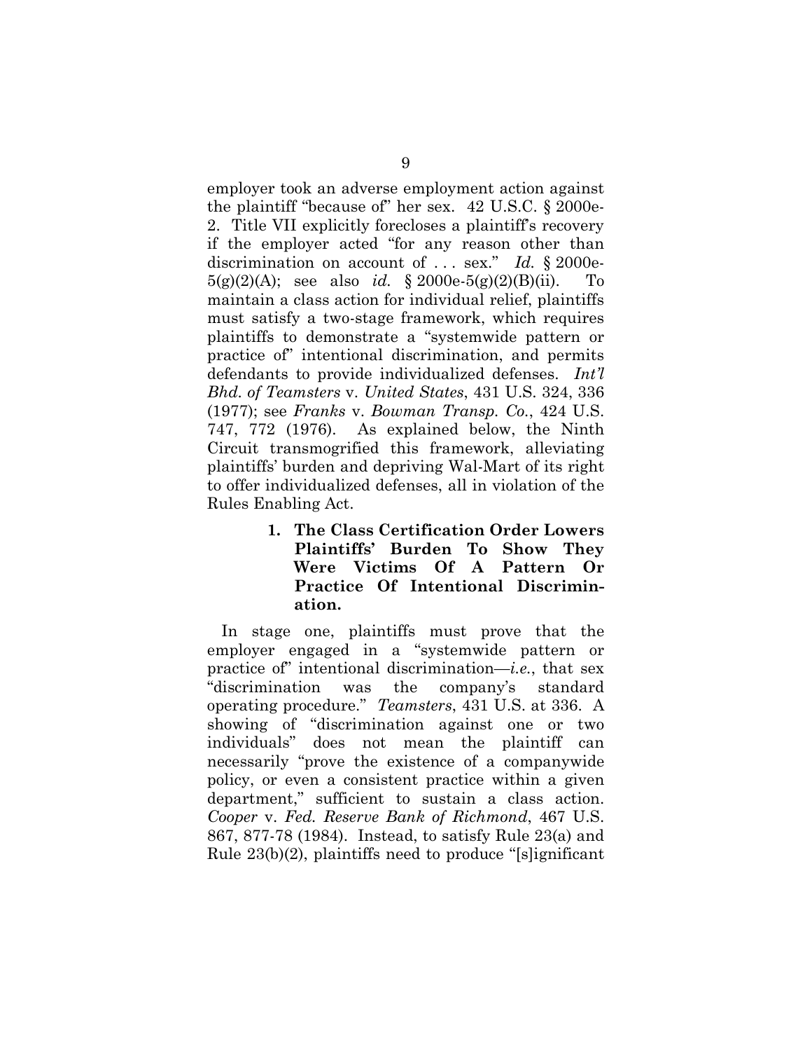employer took an adverse employment action against the plaintiff "because of" her sex. 42 U.S.C. § 2000e-2. Title VII explicitly forecloses a plaintiff's recovery if the employer acted "for any reason other than discrimination on account of . . . sex." *Id.* § 2000e-5(g)(2)(A); see also *id.* § 2000e-5(g)(2)(B)(ii). To maintain a class action for individual relief, plaintiffs must satisfy a two-stage framework, which requires plaintiffs to demonstrate a "systemwide pattern or practice of" intentional discrimination, and permits defendants to provide individualized defenses. *Int'l Bhd. of Teamsters* v. *United States*, 431 U.S. 324, 336 (1977); see *Franks* v. *Bowman Transp. Co.*, 424 U.S. 747, 772 (1976). As explained below, the Ninth Circuit transmogrified this framework, alleviating plaintiffs' burden and depriving Wal-Mart of its right to offer individualized defenses, all in violation of the Rules Enabling Act.

**1. The Class Certification Order Lowers Plaintiffs' Burden To Show They Were Victims Of A Pattern Or Practice Of Intentional Discrimination.**

In stage one, plaintiffs must prove that the employer engaged in a "systemwide pattern or practice of" intentional discrimination—*i.e.*, that sex "discrimination was the company's standard operating procedure." *Teamsters*, 431 U.S. at 336. A showing of "discrimination against one or two individuals" does not mean the plaintiff can necessarily "prove the existence of a companywide policy, or even a consistent practice within a given department," sufficient to sustain a class action. *Cooper* v. *Fed. Reserve Bank of Richmond*, 467 U.S. 867, 877-78 (1984). Instead, to satisfy Rule 23(a) and Rule 23(b)(2), plaintiffs need to produce "[s]ignificant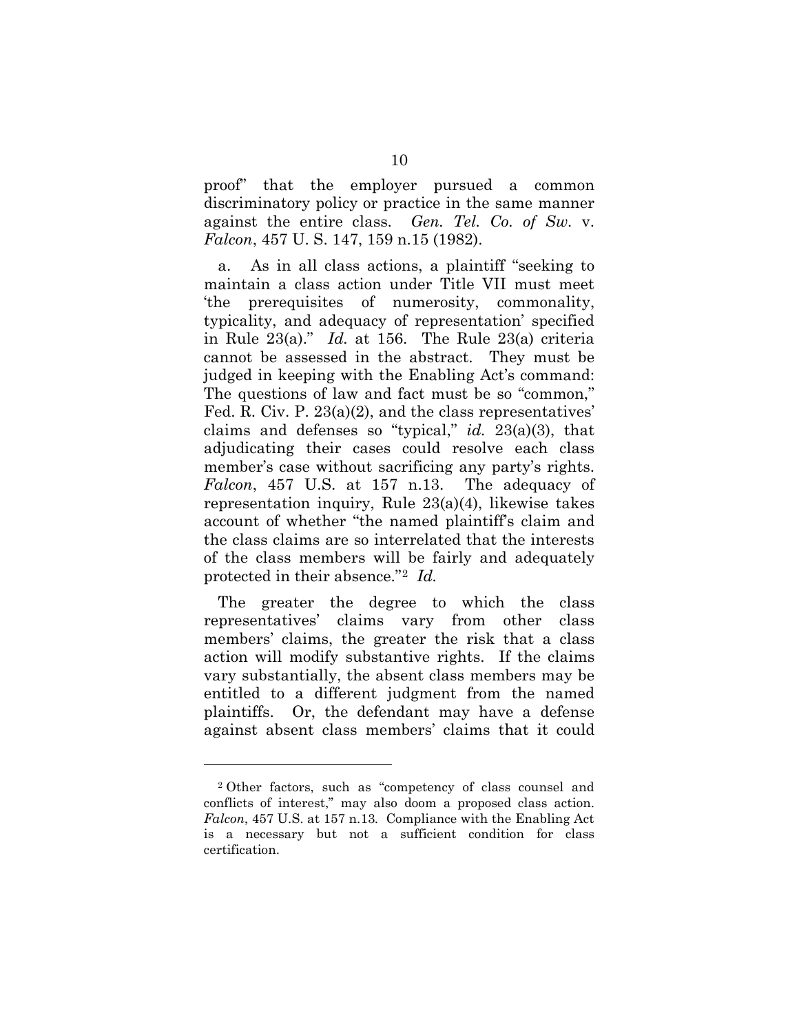proof" that the employer pursued a common discriminatory policy or practice in the same manner against the entire class. *Gen. Tel. Co. of Sw.* v. *Falcon*, 457 U. S. 147, 159 n.15 (1982).

a. As in all class actions, a plaintiff "seeking to maintain a class action under Title VII must meet 'the prerequisites of numerosity, commonality, typicality, and adequacy of representation' specified in Rule 23(a)." *Id.* at 156. The Rule 23(a) criteria cannot be assessed in the abstract. They must be judged in keeping with the Enabling Act's command: The questions of law and fact must be so "common," Fed. R. Civ. P. 23(a)(2), and the class representatives' claims and defenses so "typical," *id.* 23(a)(3), that adjudicating their cases could resolve each class member's case without sacrificing any party's rights. *Falcon*, 457 U.S. at 157 n.13. The adequacy of representation inquiry, Rule 23(a)(4), likewise takes account of whether "the named plaintiff's claim and the class claims are so interrelated that the interests of the class members will be fairly and adequately protected in their absence."[2] *Id.*

The greater the degree to which the class representatives' claims vary from other class members' claims, the greater the risk that a class action will modify substantive rights. If the claims vary substantially, the absent class members may be entitled to a different judgment from the named plaintiffs. Or, the defendant may have a defense against absent class members' claims that it could

---

[2] Other factors, such as "competency of class counsel and conflicts of interest," may also doom a proposed class action. *Falcon*, 457 U.S. at 157 n.13. Compliance with the Enabling Act is a necessary but not a sufficient condition for class certification.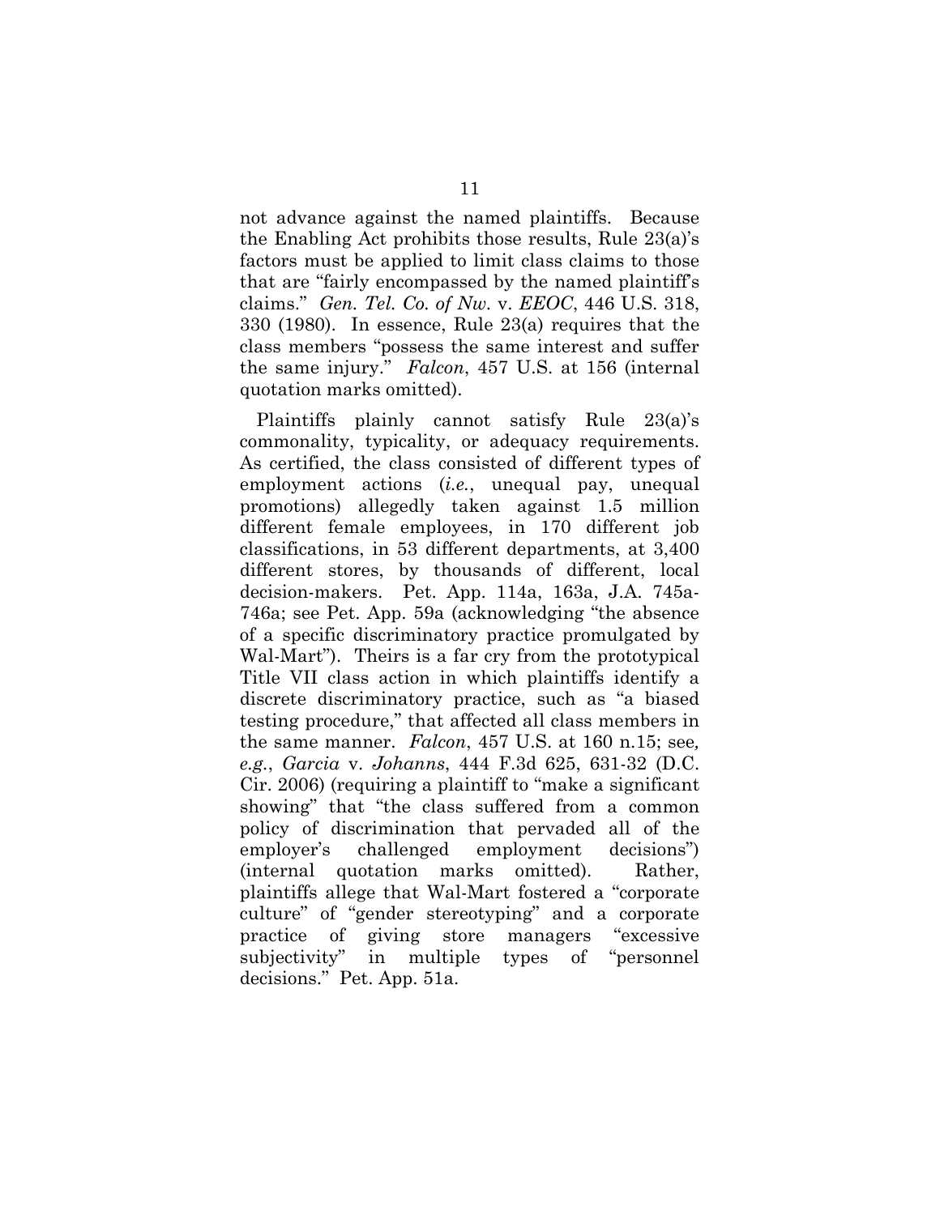not advance against the named plaintiffs. Because the Enabling Act prohibits those results, Rule 23(a)'s factors must be applied to limit class claims to those that are "fairly encompassed by the named plaintiff's claims." *Gen. Tel. Co. of Nw.* v. *EEOC*, 446 U.S. 318, 330 (1980). In essence, Rule 23(a) requires that the class members "possess the same interest and suffer the same injury." *Falcon*, 457 U.S. at 156 (internal quotation marks omitted).

Plaintiffs plainly cannot satisfy Rule 23(a)'s commonality, typicality, or adequacy requirements. As certified, the class consisted of different types of employment actions (*i.e.*, unequal pay, unequal promotions) allegedly taken against 1.5 million different female employees, in 170 different job classifications, in 53 different departments, at 3,400 different stores, by thousands of different, local decision-makers. Pet. App. 114a, 163a, J.A. 745a-746a; see Pet. App. 59a (acknowledging "the absence of a specific discriminatory practice promulgated by Wal-Mart"). Theirs is a far cry from the prototypical Title VII class action in which plaintiffs identify a discrete discriminatory practice, such as "a biased testing procedure," that affected all class members in the same manner. *Falcon*, 457 U.S. at 160 n.15; see*, e.g.*, *Garcia* v. *Johanns*, 444 F.3d 625, 631-32 (D.C. Cir. 2006) (requiring a plaintiff to "make a significant showing" that "the class suffered from a common policy of discrimination that pervaded all of the employer's challenged employment decisions") (internal quotation marks omitted). Rather, plaintiffs allege that Wal-Mart fostered a "corporate culture" of "gender stereotyping" and a corporate practice of giving store managers "excessive subjectivity" in multiple types of "personnel decisions." Pet. App. 51a.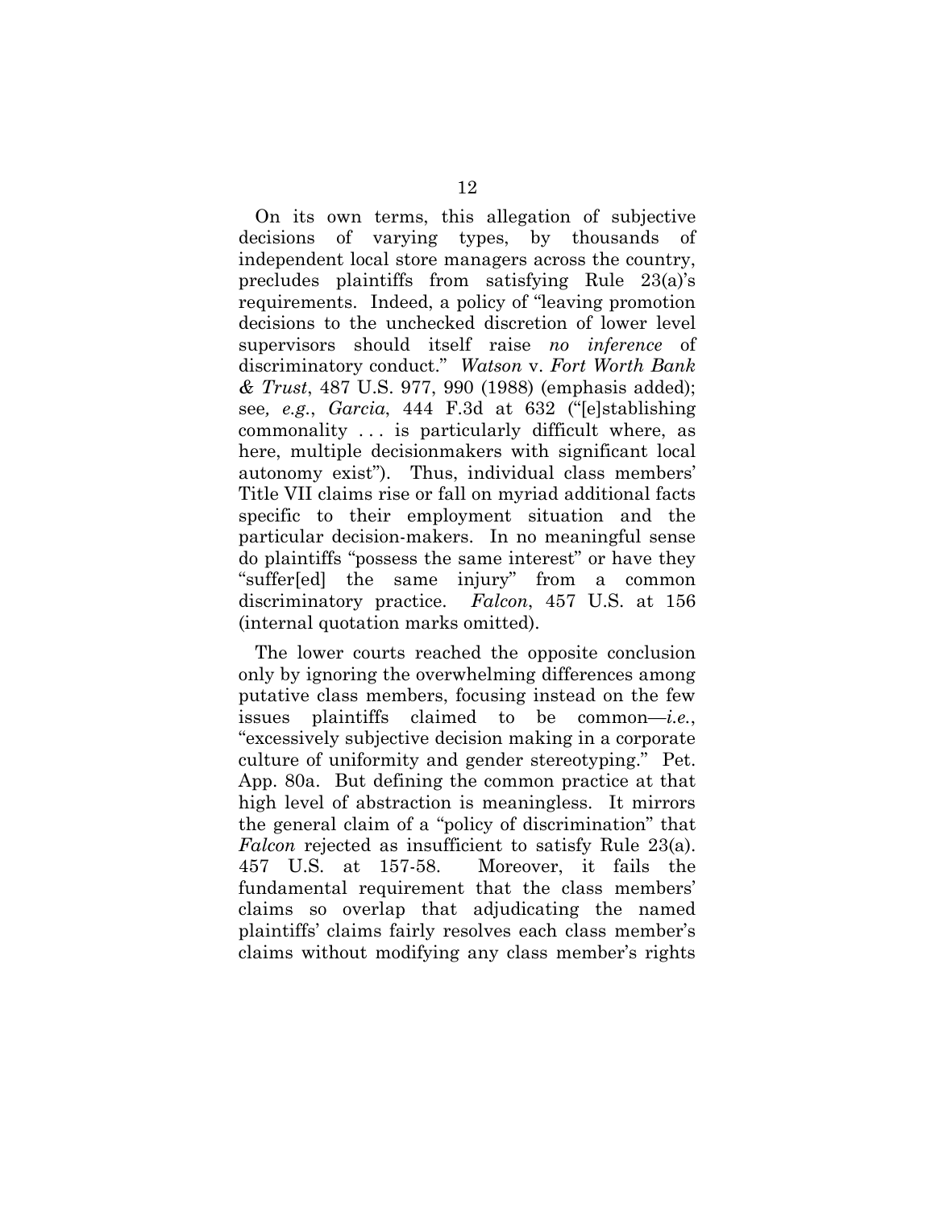On its own terms, this allegation of subjective decisions of varying types, by thousands of independent local store managers across the country, precludes plaintiffs from satisfying Rule 23(a)'s requirements. Indeed, a policy of "leaving promotion decisions to the unchecked discretion of lower level supervisors should itself raise *no inference* of discriminatory conduct." *Watson* v. *Fort Worth Bank & Trust*, 487 U.S. 977, 990 (1988) (emphasis added); see*, e.g.*, *Garcia*, 444 F.3d at 632 ("[e]stablishing commonality . . . is particularly difficult where, as here, multiple decisionmakers with significant local autonomy exist"). Thus, individual class members' Title VII claims rise or fall on myriad additional facts specific to their employment situation and the particular decision-makers. In no meaningful sense do plaintiffs "possess the same interest" or have they "suffer[ed] the same injury" from a common discriminatory practice. *Falcon*, 457 U.S. at 156 (internal quotation marks omitted).

The lower courts reached the opposite conclusion only by ignoring the overwhelming differences among putative class members, focusing instead on the few issues plaintiffs claimed to be common—*i.e.*, "excessively subjective decision making in a corporate culture of uniformity and gender stereotyping." Pet. App. 80a. But defining the common practice at that high level of abstraction is meaningless. It mirrors the general claim of a "policy of discrimination" that *Falcon* rejected as insufficient to satisfy Rule 23(a). 457 U.S. at 157-58. Moreover, it fails the fundamental requirement that the class members' claims so overlap that adjudicating the named plaintiffs' claims fairly resolves each class member's claims without modifying any class member's rights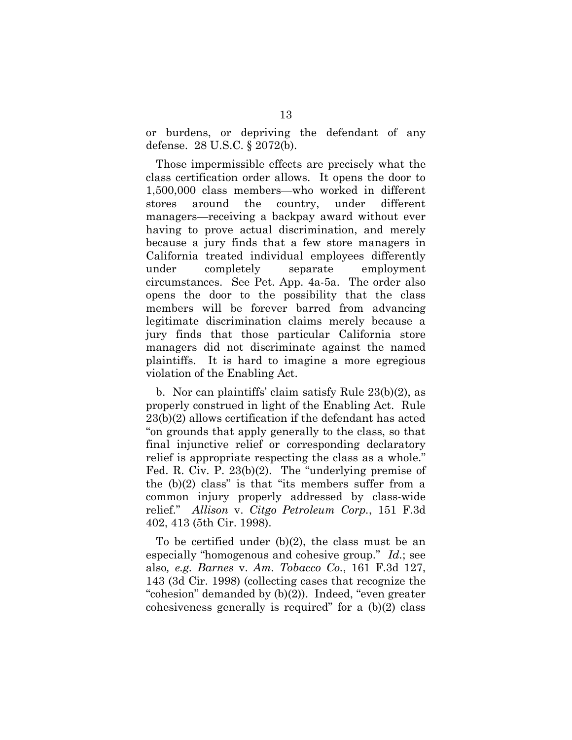or burdens, or depriving the defendant of any defense. 28 U.S.C. § 2072(b).

Those impermissible effects are precisely what the class certification order allows. It opens the door to 1,500,000 class members—who worked in different stores around the country, under different managers—receiving a backpay award without ever having to prove actual discrimination, and merely because a jury finds that a few store managers in California treated individual employees differently under completely separate employment circumstances. See Pet. App. 4a-5a. The order also opens the door to the possibility that the class members will be forever barred from advancing legitimate discrimination claims merely because a jury finds that those particular California store managers did not discriminate against the named plaintiffs. It is hard to imagine a more egregious violation of the Enabling Act.

b. Nor can plaintiffs' claim satisfy Rule 23(b)(2), as properly construed in light of the Enabling Act. Rule 23(b)(2) allows certification if the defendant has acted "on grounds that apply generally to the class, so that final injunctive relief or corresponding declaratory relief is appropriate respecting the class as a whole." Fed. R. Civ. P. 23(b)(2). The "underlying premise of the (b)(2) class" is that "its members suffer from a common injury properly addressed by class-wide relief." *Allison* v. *Citgo Petroleum Corp.*, 151 F.3d 402, 413 (5th Cir. 1998).

To be certified under (b)(2), the class must be an especially "homogenous and cohesive group." *Id.*; see also*, e.g. Barnes* v. *Am. Tobacco Co.*, 161 F.3d 127, 143 (3d Cir. 1998) (collecting cases that recognize the "cohesion" demanded by (b)(2)). Indeed, "even greater cohesiveness generally is required" for a (b)(2) class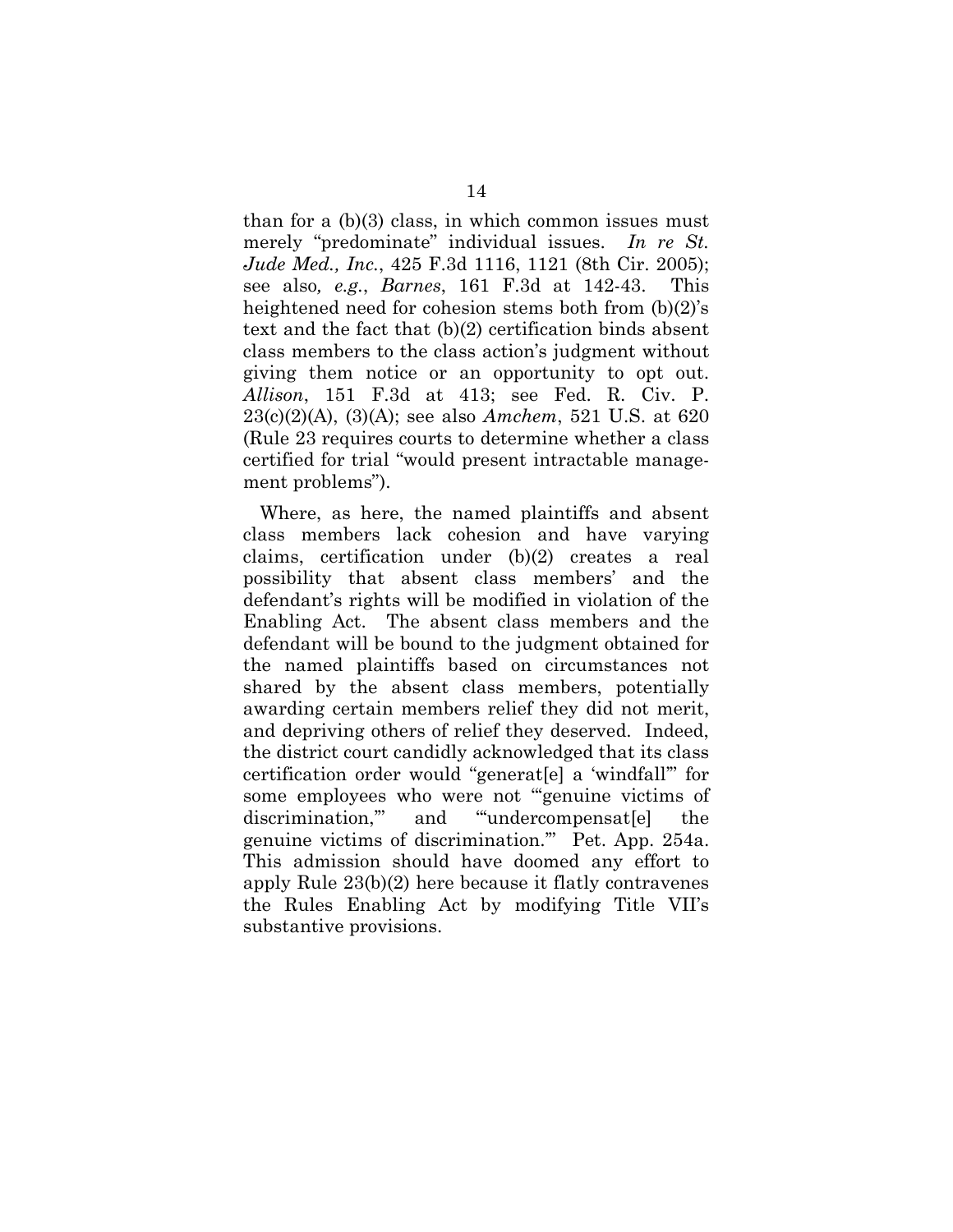than for a (b)(3) class, in which common issues must merely "predominate" individual issues. *In re St. Jude Med., Inc.*, 425 F.3d 1116, 1121 (8th Cir. 2005); see also*, e.g.*, *Barnes*, 161 F.3d at 142-43. This heightened need for cohesion stems both from (b)(2)'s text and the fact that (b)(2) certification binds absent class members to the class action's judgment without giving them notice or an opportunity to opt out. *Allison*, 151 F.3d at 413; see Fed. R. Civ. P. 23(c)(2)(A), (3)(A); see also *Amchem*, 521 U.S. at 620 (Rule 23 requires courts to determine whether a class certified for trial "would present intractable management problems").

Where, as here, the named plaintiffs and absent class members lack cohesion and have varying claims, certification under (b)(2) creates a real possibility that absent class members' and the defendant's rights will be modified in violation of the Enabling Act. The absent class members and the defendant will be bound to the judgment obtained for the named plaintiffs based on circumstances not shared by the absent class members, potentially awarding certain members relief they did not merit, and depriving others of relief they deserved. Indeed, the district court candidly acknowledged that its class certification order would "generat[e] a 'windfall'" for some employees who were not "'genuine victims of discrimination,'" and "'undercompensat[e] the genuine victims of discrimination.'" Pet. App. 254a. This admission should have doomed any effort to apply Rule 23(b)(2) here because it flatly contravenes the Rules Enabling Act by modifying Title VII's substantive provisions.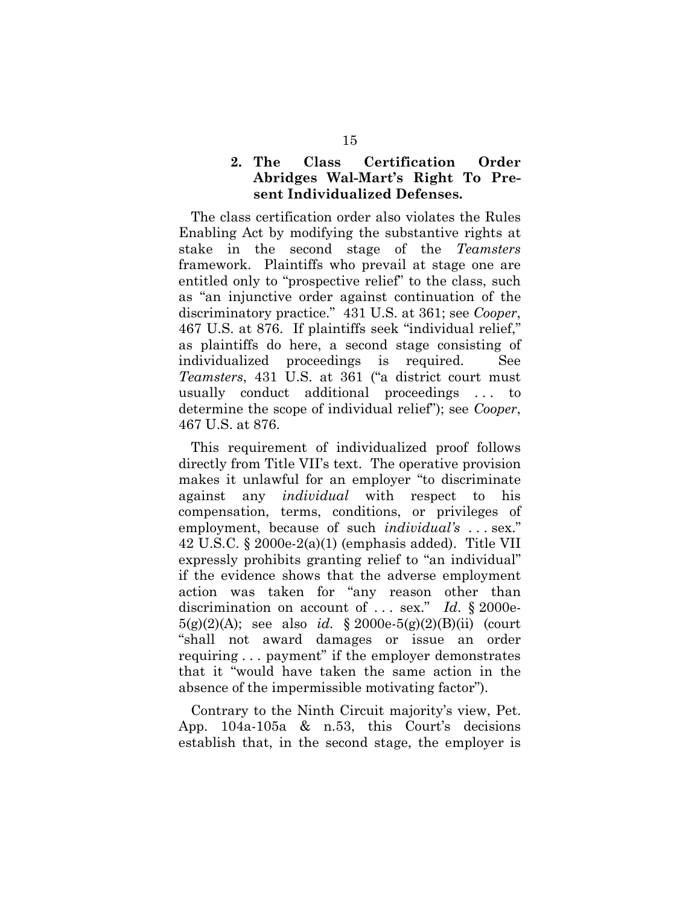### 2. The Class Certification Order Abridges Wal-Mart's Right To Present Individualized Defenses.

The class certification order also violates the Rules Enabling Act by modifying the substantive rights at stake in the second stage of the *Teamsters* framework. Plaintiffs who prevail at stage one are entitled only to "prospective relief" to the class, such as "an injunctive order against continuation of the discriminatory practice." 431 U.S. at 361; see *Cooper*, 467 U.S. at 876. If plaintiffs seek "individual relief," as plaintiffs do here, a second stage consisting of individualized proceedings is required. See *Teamsters*, 431 U.S. at 361 ("a district court must usually conduct additional proceedings . . . to determine the scope of individual relief"); see *Cooper*, 467 U.S. at 876.

This requirement of individualized proof follows directly from Title VII's text. The operative provision makes it unlawful for an employer "to discriminate against any *individual* with respect to his compensation, terms, conditions, or privileges of employment, because of such *individual's* . . . sex." 42 U.S.C. § 2000e-2(a)(1) (emphasis added). Title VII expressly prohibits granting relief to "an individual" if the evidence shows that the adverse employment action was taken for "any reason other than discrimination on account of . . . sex." *Id*. § 2000e-5(g)(2)(A); see also *id*. § 2000e-5(g)(2)(B)(ii) (court "shall not award damages or issue an order requiring . . . payment" if the employer demonstrates that it "would have taken the same action in the absence of the impermissible motivating factor").

Contrary to the Ninth Circuit majority's view, Pet. App. 104a-105a & n.53, this Court's decisions establish that, in the second stage, the employer is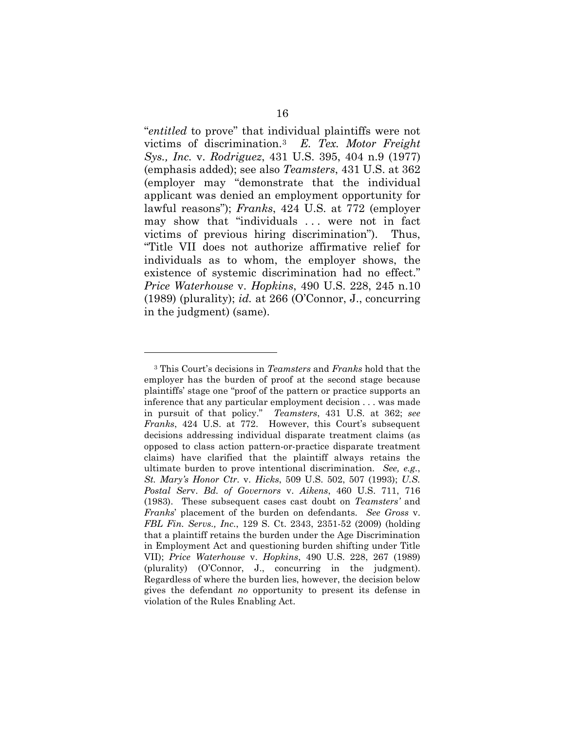"*entitled* to prove" that individual plaintiffs were not victims of discrimination.[3] *E. Tex. Motor Freight Sys., Inc.* v. *Rodriguez*, 431 U.S. 395, 404 n.9 (1977) (emphasis added); see also *Teamsters*, 431 U.S. at 362 (employer may "demonstrate that the individual applicant was denied an employment opportunity for lawful reasons"); *Franks*, 424 U.S. at 772 (employer may show that "individuals . . . were not in fact victims of previous hiring discrimination"). Thus, "Title VII does not authorize affirmative relief for individuals as to whom, the employer shows, the existence of systemic discrimination had no effect." *Price Waterhouse* v. *Hopkins*, 490 U.S. 228, 245 n.10 (1989) (plurality); *id.* at 266 (O'Connor, J., concurring in the judgment) (same).

---

[3] This Court's decisions in *Teamsters* and *Franks* hold that the employer has the burden of proof at the second stage because plaintiffs' stage one "proof of the pattern or practice supports an inference that any particular employment decision . . . was made in pursuit of that policy." *Teamsters*, 431 U.S. at 362; *see Franks*, 424 U.S. at 772. However, this Court's subsequent decisions addressing individual disparate treatment claims (as opposed to class action pattern-or-practice disparate treatment claims) have clarified that the plaintiff always retains the ultimate burden to prove intentional discrimination. *See, e.g.*, *St. Mary's Honor Ctr.* v. *Hicks*, 509 U.S. 502, 507 (1993); *U.S. Postal Serv. Bd. of Governors* v. *Aikens*, 460 U.S. 711, 716 (1983). These subsequent cases cast doubt on *Teamsters'* and *Franks*' placement of the burden on defendants. *See Gross* v. *FBL Fin. Servs., Inc.*, 129 S. Ct. 2343, 2351-52 (2009) (holding that a plaintiff retains the burden under the Age Discrimination in Employment Act and questioning burden shifting under Title VII); *Price Waterhouse* v. *Hopkins*, 490 U.S. 228, 267 (1989) (plurality) (O'Connor, J., concurring in the judgment). Regardless of where the burden lies, however, the decision below gives the defendant *no* opportunity to present its defense in violation of the Rules Enabling Act.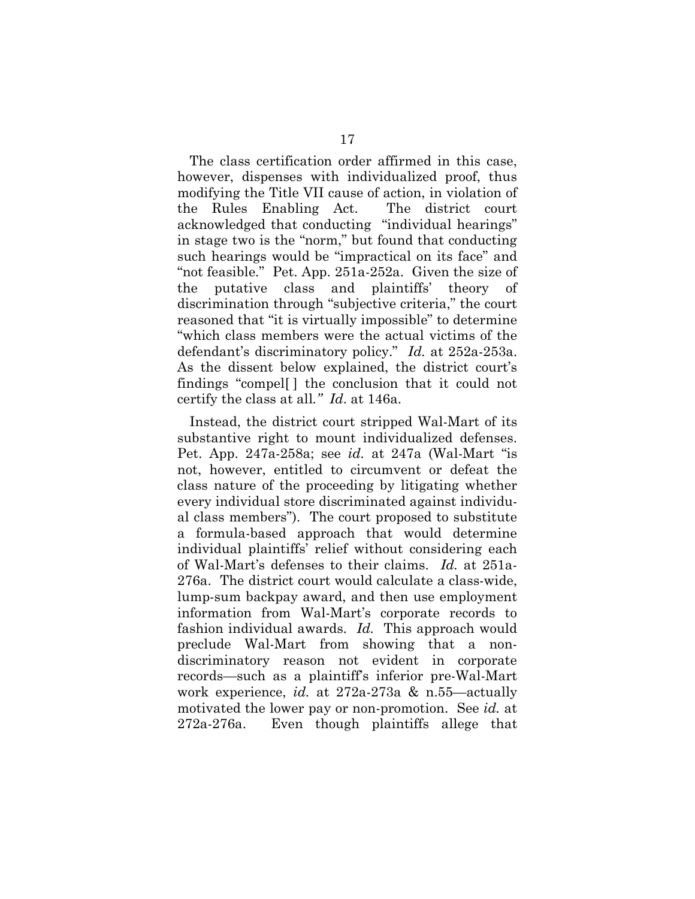The class certification order affirmed in this case, however, dispenses with individualized proof, thus modifying the Title VII cause of action, in violation of the Rules Enabling Act. The district court acknowledged that conducting "individual hearings" in stage two is the "norm," but found that conducting such hearings would be "impractical on its face" and "not feasible." Pet. App. 251a-252a. Given the size of the putative class and plaintiffs' theory of discrimination through "subjective criteria," the court reasoned that "it is virtually impossible" to determine "which class members were the actual victims of the defendant's discriminatory policy." *Id.* at 252a-253a. As the dissent below explained, the district court's findings "compel[ ] the conclusion that it could not certify the class at all*." Id*. at 146a.

Instead, the district court stripped Wal-Mart of its substantive right to mount individualized defenses. Pet. App. 247a-258a; see *id.* at 247a (Wal-Mart "is not, however, entitled to circumvent or defeat the class nature of the proceeding by litigating whether every individual store discriminated against individual class members"). The court proposed to substitute a formula-based approach that would determine individual plaintiffs' relief without considering each of Wal-Mart's defenses to their claims. *Id.* at 251a-276a. The district court would calculate a class-wide, lump-sum backpay award, and then use employment information from Wal-Mart's corporate records to fashion individual awards. *Id.* This approach would preclude Wal-Mart from showing that a non-discriminatory reason not evident in corporate records—such as a plaintiff's inferior pre-Wal-Mart work experience, *id.* at 272a-273a & n.55—actually motivated the lower pay or non-promotion. See *id.* at 272a-276a. Even though plaintiffs allege that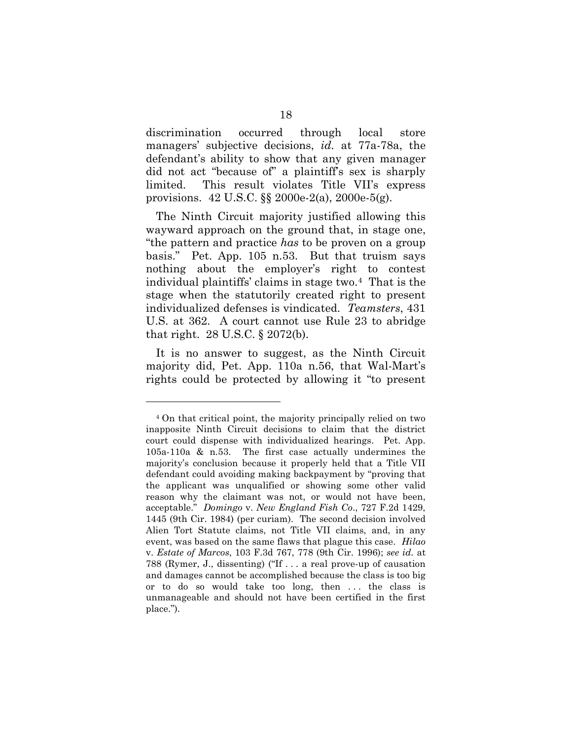discrimination occurred through local store managers' subjective decisions, *id.* at 77a-78a, the defendant's ability to show that any given manager did not act "because of" a plaintiff's sex is sharply limited. This result violates Title VII's express provisions. 42 U.S.C. §§ 2000e-2(a), 2000e-5(g).

The Ninth Circuit majority justified allowing this wayward approach on the ground that, in stage one, "the pattern and practice *has* to be proven on a group basis." Pet. App. 105 n.53. But that truism says nothing about the employer's right to contest individual plaintiffs' claims in stage two.[4] That is the stage when the statutorily created right to present individualized defenses is vindicated. *Teamsters*, 431 U.S. at 362. A court cannot use Rule 23 to abridge that right. 28 U.S.C. § 2072(b).

It is no answer to suggest, as the Ninth Circuit majority did, Pet. App. 110a n.56, that Wal-Mart's rights could be protected by allowing it "to present

---

[4] On that critical point, the majority principally relied on two inapposite Ninth Circuit decisions to claim that the district court could dispense with individualized hearings. Pet. App. 105a-110a & n.53. The first case actually undermines the majority's conclusion because it properly held that a Title VII defendant could avoiding making backpayment by "proving that the applicant was unqualified or showing some other valid reason why the claimant was not, or would not have been, acceptable." *Domingo* v. *New England Fish Co.*, 727 F.2d 1429, 1445 (9th Cir. 1984) (per curiam). The second decision involved Alien Tort Statute claims, not Title VII claims, and, in any event, was based on the same flaws that plague this case. *Hilao* v. *Estate of Marcos*, 103 F.3d 767, 778 (9th Cir. 1996); *see id.* at 788 (Rymer, J., dissenting) ("If . . . a real prove-up of causation and damages cannot be accomplished because the class is too big or to do so would take too long, then . . . the class is unmanageable and should not have been certified in the first place.").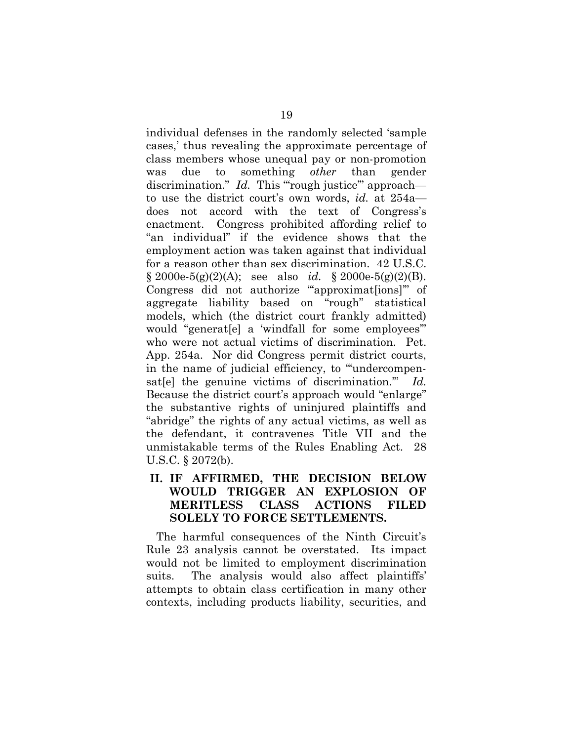individual defenses in the randomly selected 'sample cases,' thus revealing the approximate percentage of class members whose unequal pay or non-promotion was due to something *other* than gender discrimination." *Id.* This "'rough justice'" approach—to use the district court's own words, *id.* at 254a—does not accord with the text of Congress's enactment. Congress prohibited affording relief to "an individual" if the evidence shows that the employment action was taken against that individual for a reason other than sex discrimination. 42 U.S.C. § 2000e-5(g)(2)(A); see also *id.* § 2000e-5(g)(2)(B). Congress did not authorize "'approximat[ions]'" of aggregate liability based on "rough" statistical models, which (the district court frankly admitted) would "generat[e] a 'windfall for some employees'" who were not actual victims of discrimination. Pet. App. 254a. Nor did Congress permit district courts, in the name of judicial efficiency, to "'undercompensat[e] the genuine victims of discrimination.'" *Id.* Because the district court's approach would "enlarge" the substantive rights of uninjured plaintiffs and "abridge" the rights of any actual victims, as well as the defendant, it contravenes Title VII and the unmistakable terms of the Rules Enabling Act. 28 U.S.C. § 2072(b).

## II. IF AFFIRMED, THE DECISION BELOW WOULD TRIGGER AN EXPLOSION OF MERITLESS CLASS ACTIONS FILED SOLELY TO FORCE SETTLEMENTS.

The harmful consequences of the Ninth Circuit's Rule 23 analysis cannot be overstated. Its impact would not be limited to employment discrimination suits. The analysis would also affect plaintiffs' attempts to obtain class certification in many other contexts, including products liability, securities, and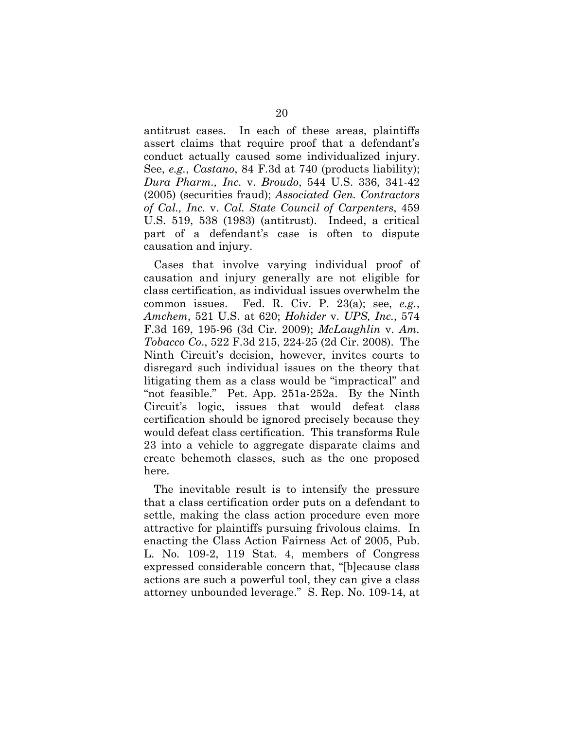antitrust cases. In each of these areas, plaintiffs assert claims that require proof that a defendant's conduct actually caused some individualized injury. See, *e.g.*, *Castano*, 84 F.3d at 740 (products liability); *Dura Pharm., Inc.* v. *Broudo*, 544 U.S. 336, 341-42 (2005) (securities fraud); *Associated Gen. Contractors of Cal., Inc.* v. *Cal. State Council of Carpenters*, 459 U.S. 519, 538 (1983) (antitrust). Indeed, a critical part of a defendant's case is often to dispute causation and injury.

Cases that involve varying individual proof of causation and injury generally are not eligible for class certification, as individual issues overwhelm the common issues. Fed. R. Civ. P. 23(a); see, *e.g.*, *Amchem*, 521 U.S. at 620; *Hohider* v. *UPS, Inc.*, 574 F.3d 169, 195-96 (3d Cir. 2009); *McLaughlin* v. *Am. Tobacco Co*., 522 F.3d 215, 224-25 (2d Cir. 2008). The Ninth Circuit's decision, however, invites courts to disregard such individual issues on the theory that litigating them as a class would be "impractical" and "not feasible." Pet. App. 251a-252a. By the Ninth Circuit's logic, issues that would defeat class certification should be ignored precisely because they would defeat class certification. This transforms Rule 23 into a vehicle to aggregate disparate claims and create behemoth classes, such as the one proposed here.

The inevitable result is to intensify the pressure that a class certification order puts on a defendant to settle, making the class action procedure even more attractive for plaintiffs pursuing frivolous claims. In enacting the Class Action Fairness Act of 2005, Pub. L. No. 109-2, 119 Stat. 4, members of Congress expressed considerable concern that, "[b]ecause class actions are such a powerful tool, they can give a class attorney unbounded leverage." S. Rep. No. 109-14, at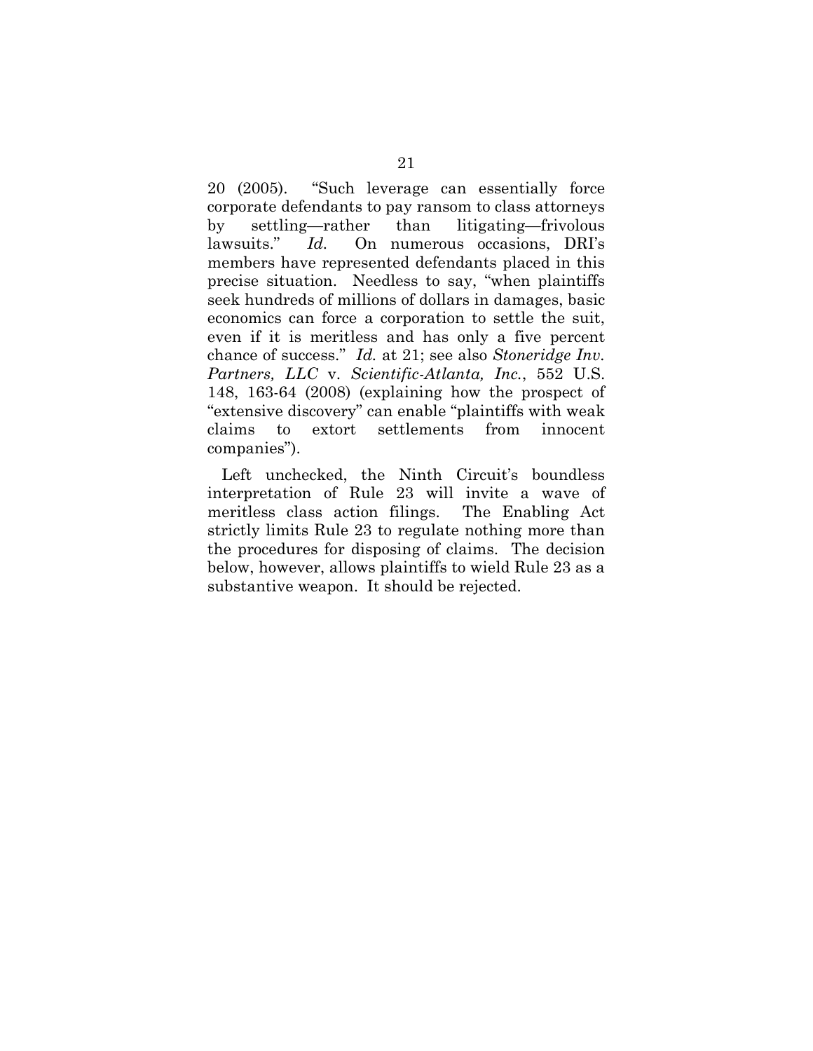20 (2005). "Such leverage can essentially force corporate defendants to pay ransom to class attorneys by settling—rather than litigating—frivolous lawsuits." *Id.* On numerous occasions, DRI's members have represented defendants placed in this precise situation. Needless to say, "when plaintiffs seek hundreds of millions of dollars in damages, basic economics can force a corporation to settle the suit, even if it is meritless and has only a five percent chance of success." *Id.* at 21; see also *Stoneridge Inv. Partners, LLC* v. *Scientific-Atlanta, Inc.*, 552 U.S. 148, 163-64 (2008) (explaining how the prospect of "extensive discovery" can enable "plaintiffs with weak claims to extort settlements from innocent companies").

Left unchecked, the Ninth Circuit's boundless interpretation of Rule 23 will invite a wave of meritless class action filings. The Enabling Act strictly limits Rule 23 to regulate nothing more than the procedures for disposing of claims. The decision below, however, allows plaintiffs to wield Rule 23 as a substantive weapon. It should be rejected.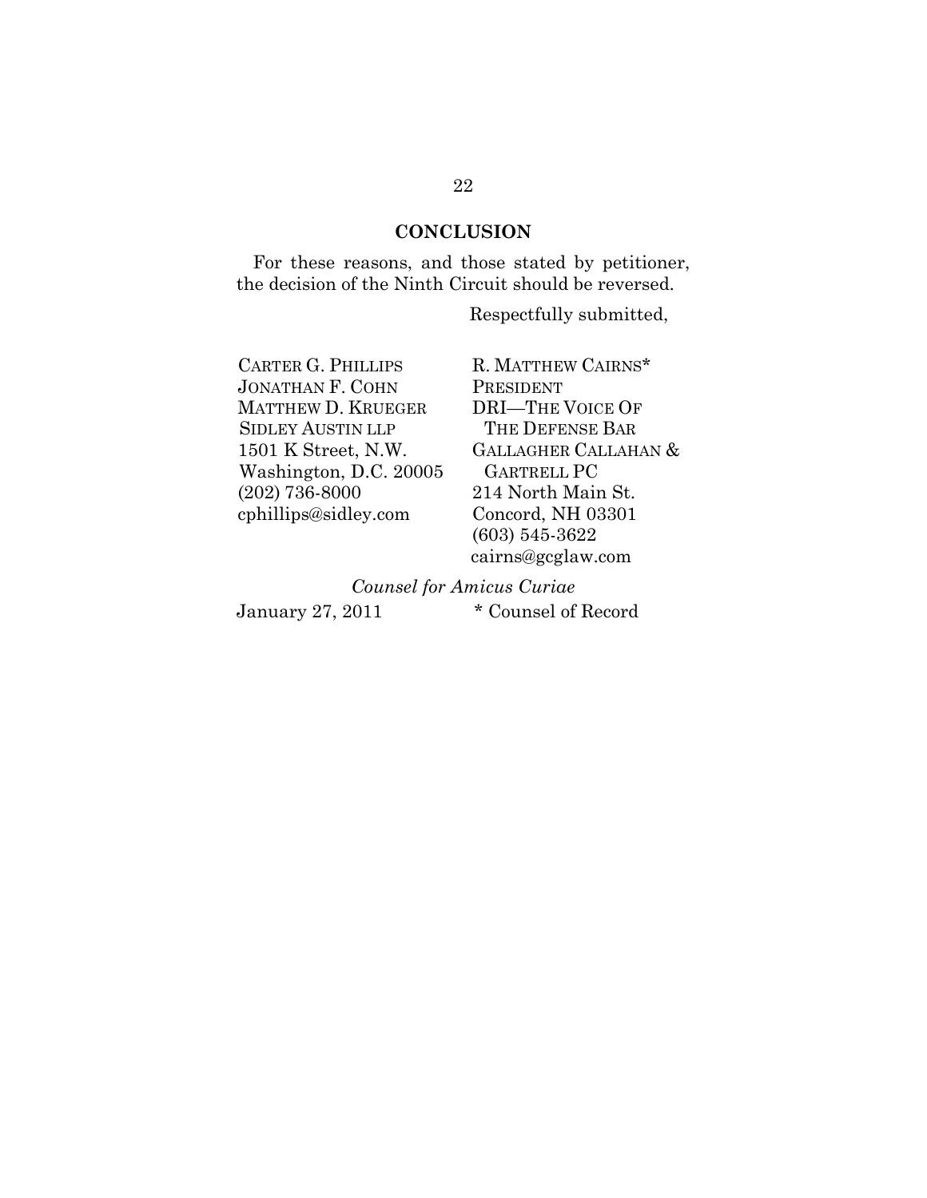## CONCLUSION

For these reasons, and those stated by petitioner, the decision of the Ninth Circuit should be reversed.

Respectfully submitted,

CARTER G. PHILLIPS
JONATHAN F. COHN
MATTHEW D. KRUEGER
SIDLEY AUSTIN LLP
1501 K Street, N.W.
Washington, D.C. 20005
(202) 736-8000
cphillips@sidley.com

R. MATTHEW CAIRNS*
PRESIDENT
DRI—THE VOICE OF THE DEFENSE BAR
GALLAGHER CALLAHAN & GARTRELL PC
214 North Main St.
Concord, NH 03301
(603) 545-3622
cairns@gcglaw.com

*Counsel for Amicus Curiae*

January 27, 2011

\* Counsel of Record